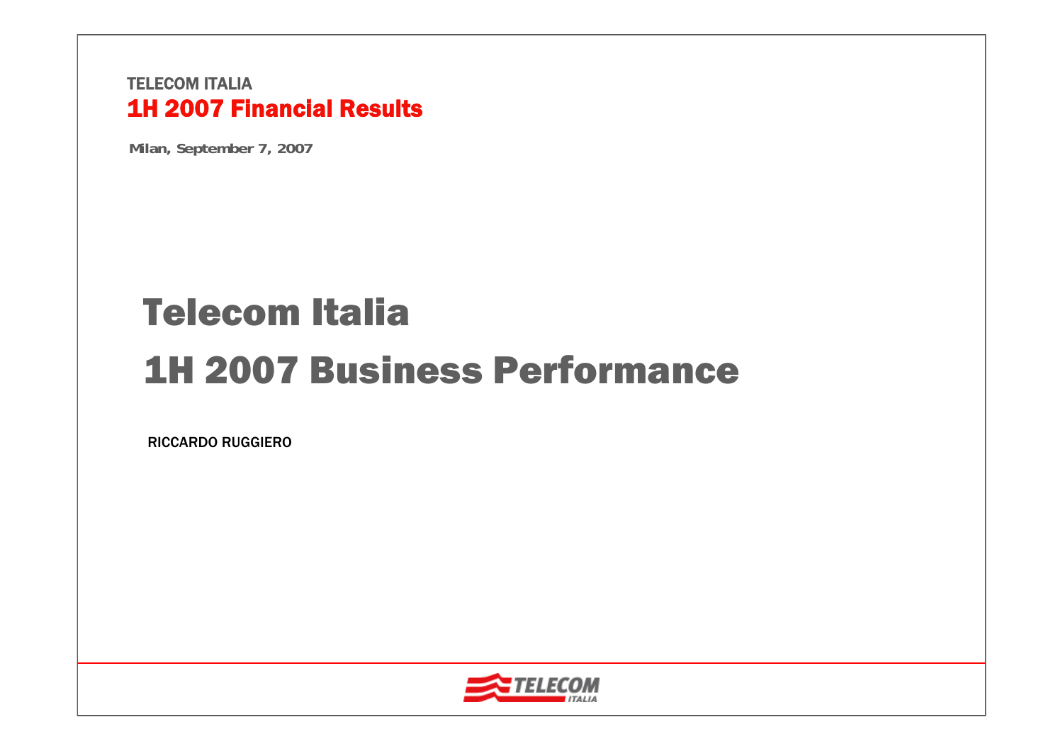TELECOM ITALIA

**1H 2007 Financial Results**

**Milan, September 7, 2007**

# Telecom Italia

# 1H 2007 Business Performance

RICCARDO RUGGIERO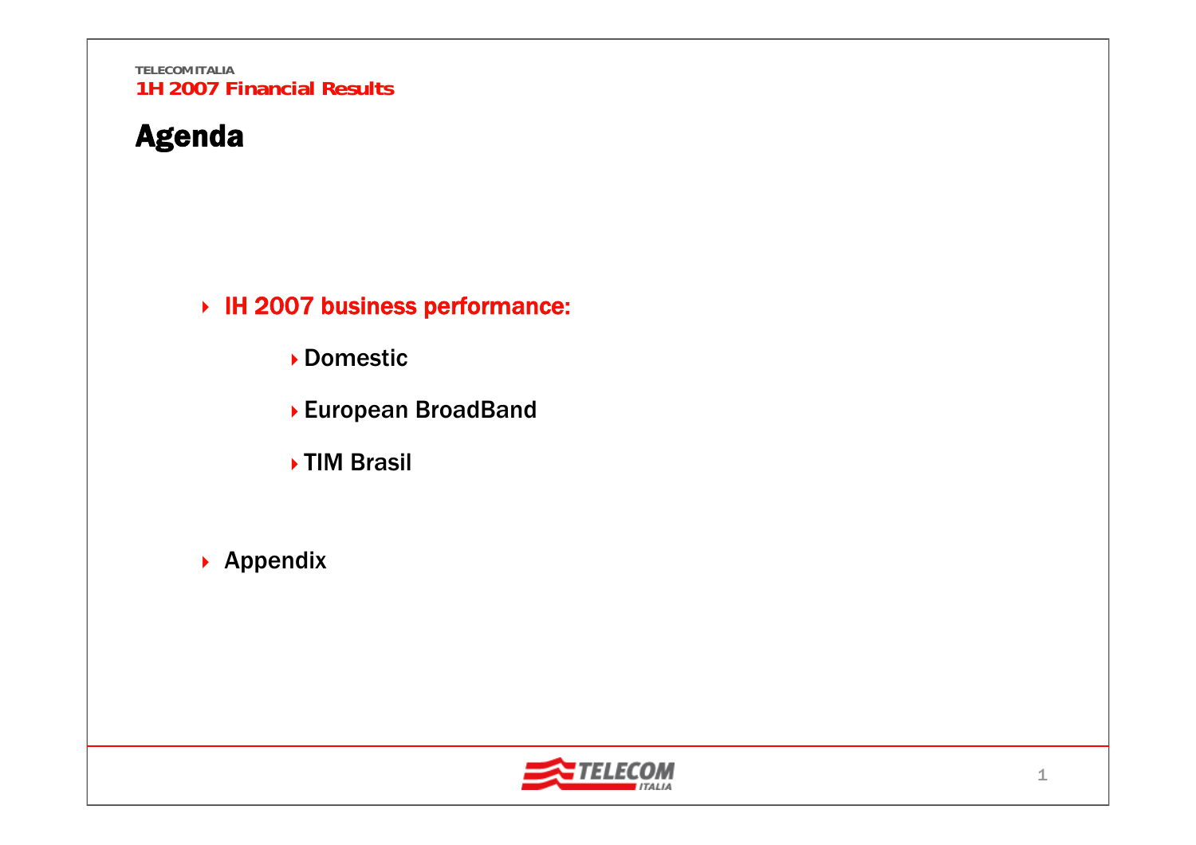# Agenda

- **IH 2007 business performance:**
  - Domestic
  - European BroadBand
  - TIM Brasil
- Appendix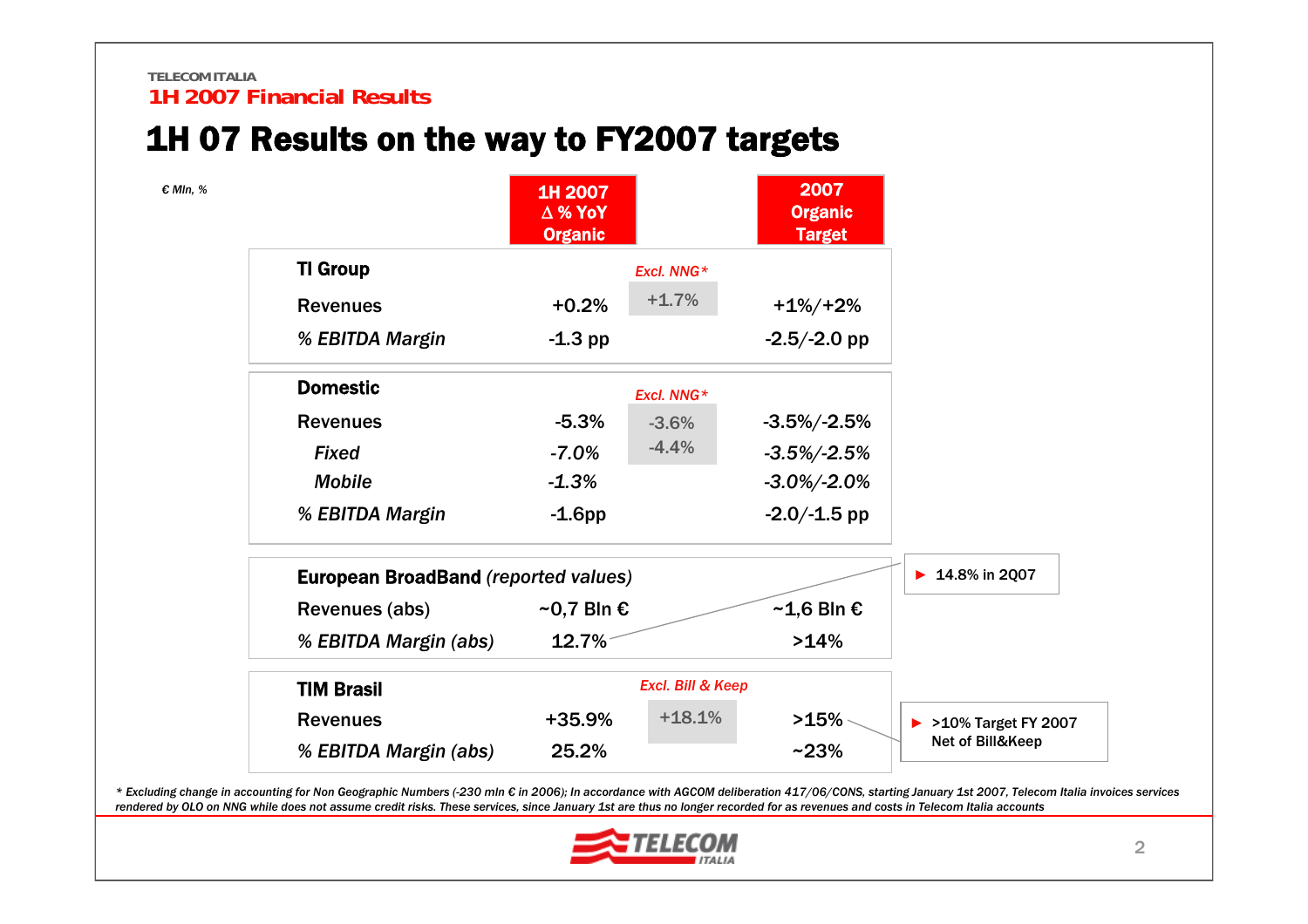## 1H 2007 Financial Results

# 1H 07 Results on the way to FY2007 targets

€ Mln, %

| | 1H 2007 Δ % YoY Organic | | 2007 Organic Target |
|---|---|---|---|
| **TI Group** | | *Excl. NNG** | |
| Revenues | +0.2% | +1.7% | +1%/+2% |
| *% EBITDA Margin* | -1.3 pp | | -2.5/-2.0 pp |
| **Domestic** | | *Excl. NNG** | |
| Revenues | -5.3% | -3.6% | -3.5%/-2.5% |
| *Fixed* | *-7.0%* | -4.4% | *-3.5%/-2.5%* |
| *Mobile* | *-1.3%* | | *-3.0%/-2.0%* |
| *% EBITDA Margin* | -1.6pp | | -2.0/-1.5 pp |
| **European BroadBand** *(reported values)* | | | |
| Revenues (abs) | ~0,7 Bln € | | ~1,6 Bln € |
| *% EBITDA Margin (abs)* | 12.7% | | >14% |
| **TIM Brasil** | | *Excl. Bill & Keep* | |
| Revenues | +35.9% | +18.1% | >15% |
| *% EBITDA Margin (abs)* | 25.2% | | ~23% |

- 14.8% in 2Q07
- >10% Target FY 2007 Net of Bill&Keep

*\* Excluding change in accounting for Non Geographic Numbers (-230 mln € in 2006); In accordance with AGCOM deliberation 417/06/CONS, starting January 1st 2007, Telecom Italia invoices services rendered by OLO on NNG while does not assume credit risks. These services, since January 1st are thus no longer recorded for as revenues and costs in Telecom Italia accounts*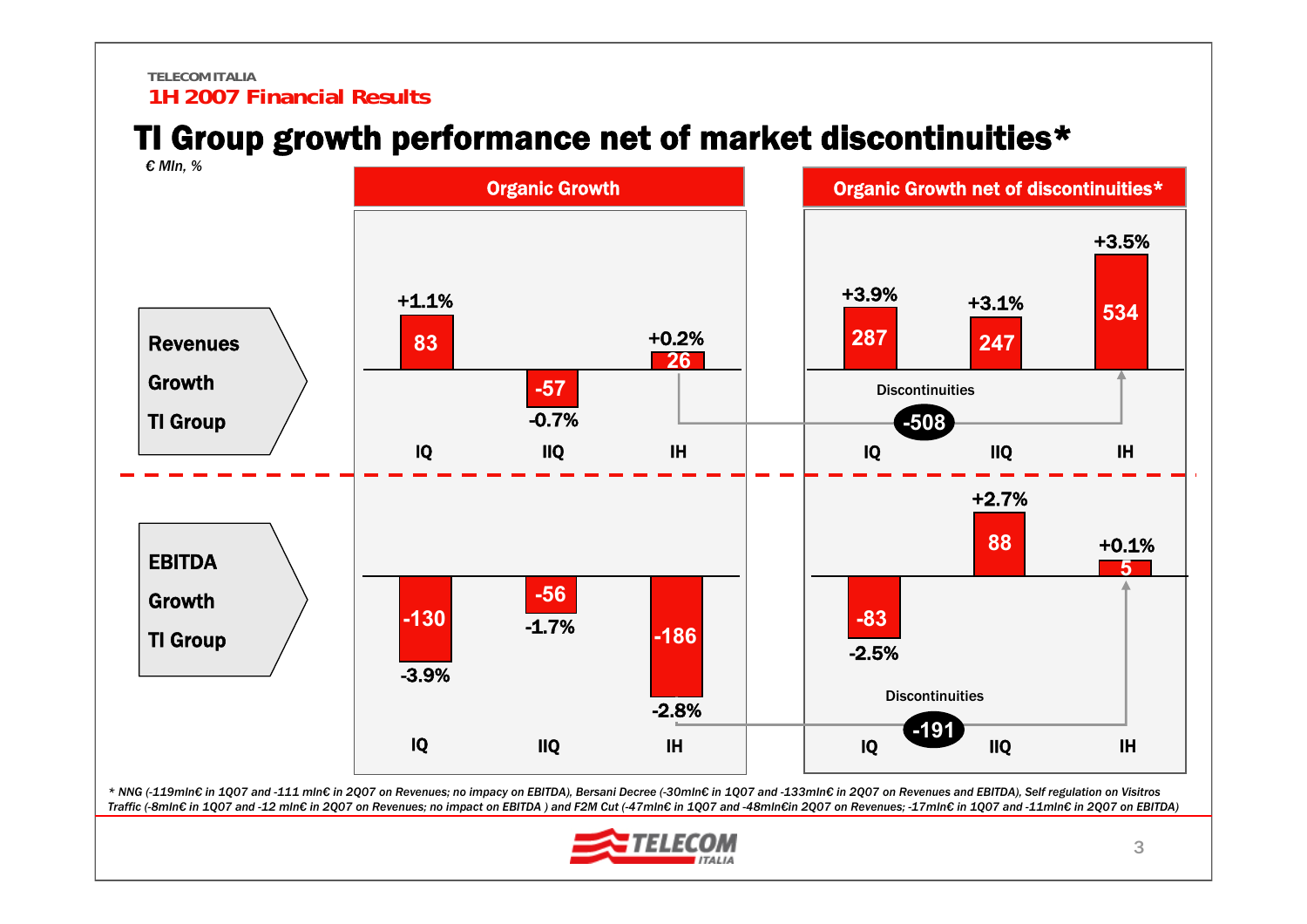# TI Group growth performance net of market discontinuities*

*€ Mln, %*

| | Organic Growth | | | Organic Growth net of discontinuities* | | |
|---|---|---|---|---|---|---|
| | IQ | IIQ | IH | IQ | IIQ | IH |
| Revenues Growth TI Group | 83 (+1.1%) | -57 (-0.7%) | 26 (+0.2%) | 287 (+3.9%) | 247 (+3.1%) | 534 (+3.5%) |
| EBITDA Growth TI Group | -130 (-3.9%) | -56 (-1.7%) | -186 (-2.8%) | -83 (-2.5%) | 88 (+2.7%) | 5 (+0.1%) |

Discontinuities: Revenues -508; EBITDA -191

*\* NNG (-119mln€ in 1Q07 and -111 mln€ in 2Q07 on Revenues; no impacy on EBITDA), Bersani Decree (-30mln€ in 1Q07 and -133mln€ in 2Q07 on Revenues and EBITDA), Self regulation on Visitros Traffic (-8mln€ in 1Q07 and -12 mln€ in 2Q07 on Revenues; no impact on EBITDA ) and F2M Cut (-47mln€ in 1Q07 and -48mln€in 2Q07 on Revenues; -17mln€ in 1Q07 and -11mln€ in 2Q07 on EBITDA)*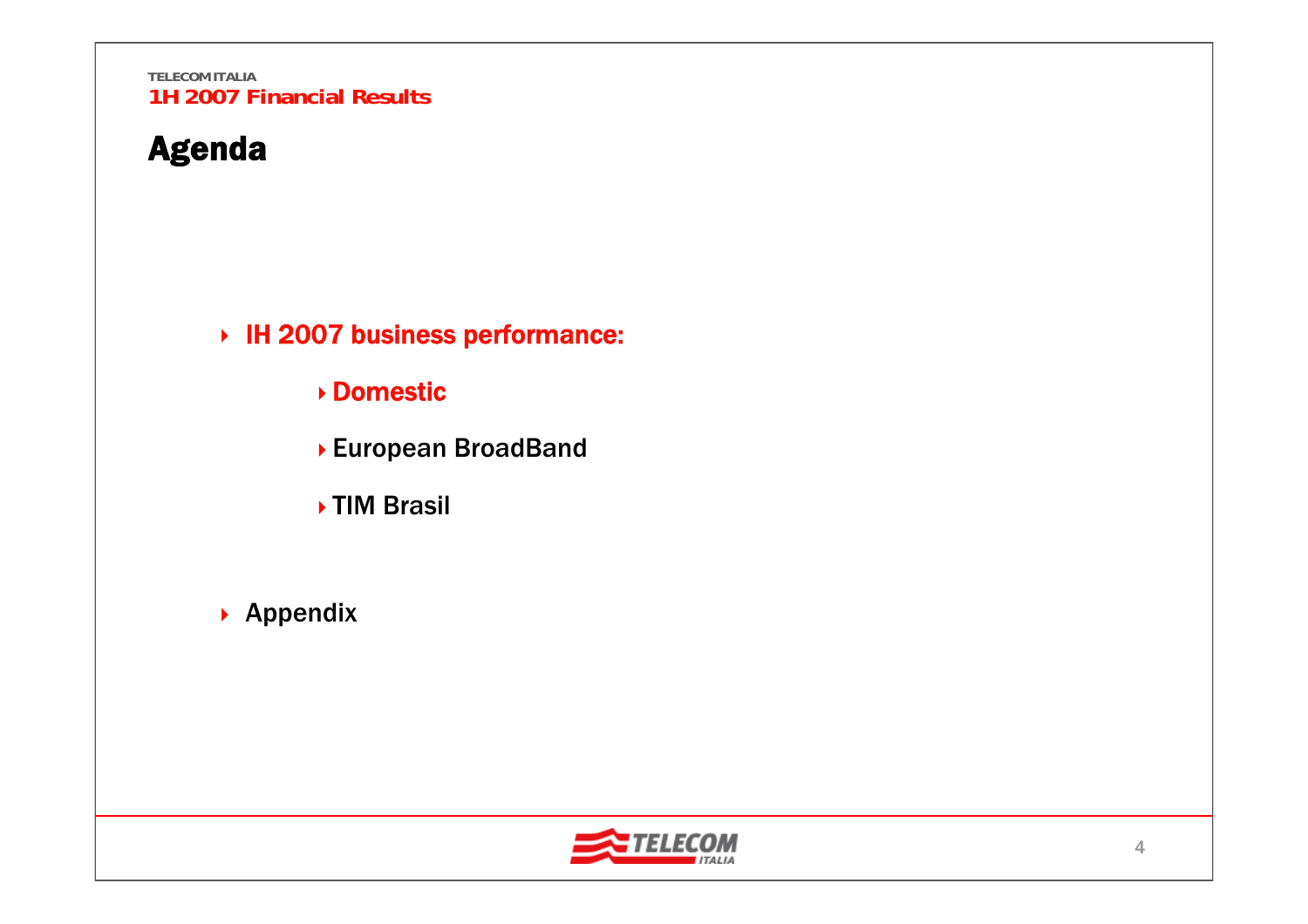# Agenda

- IH 2007 business performance:
  - Domestic
  - European BroadBand
  - TIM Brasil
- Appendix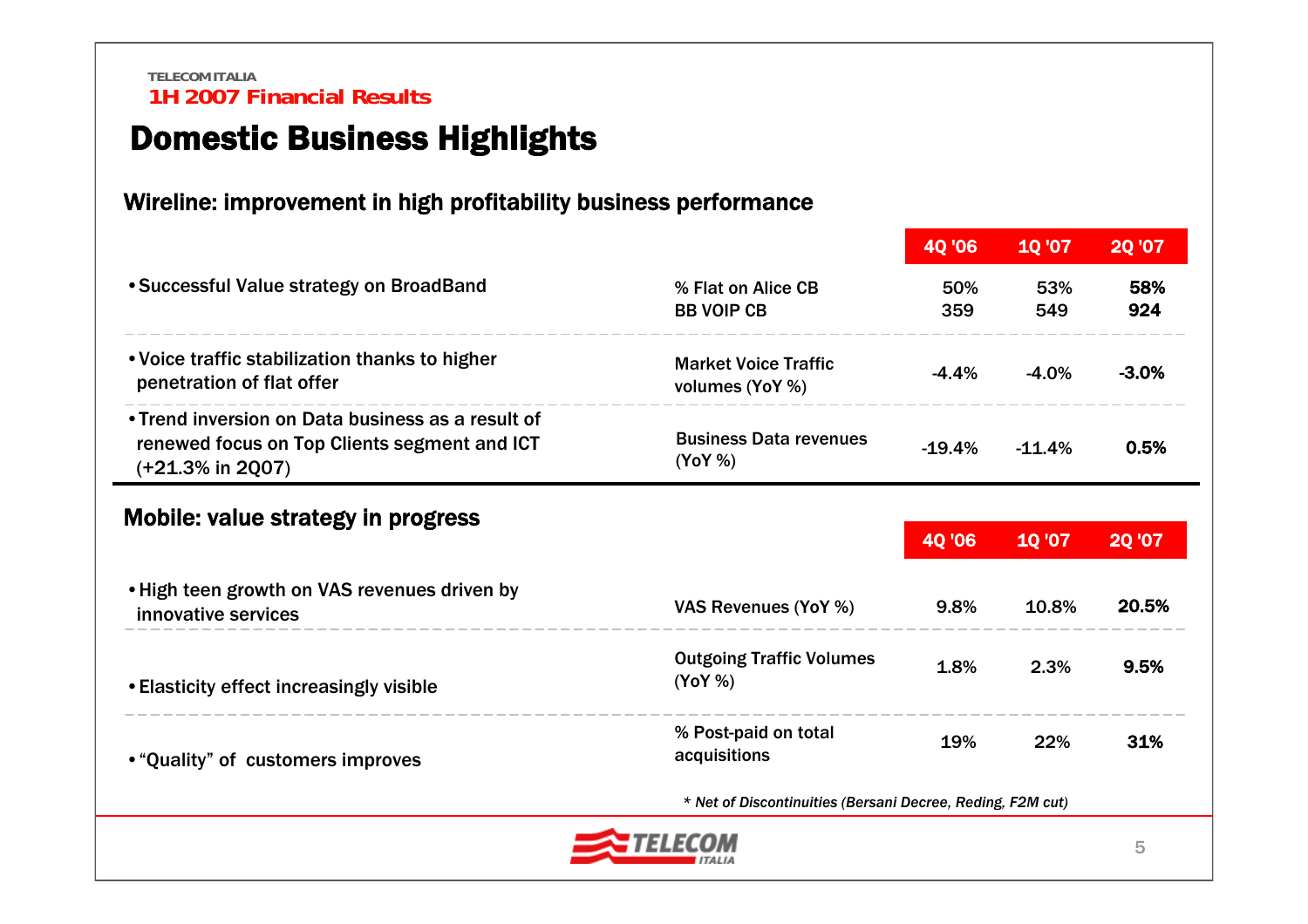TELECOM ITALIA
**1H 2007 Financial Results**

# Domestic Business Highlights

## Wireline: improvement in high profitability business performance

| | | 4Q '06 | 1Q '07 | 2Q '07 |
|---|---|---|---|---|
| • Successful Value strategy on BroadBand | % Flat on Alice CB | 50% | 53% | **58%** |
| | BB VOIP CB | 359 | 549 | **924** |
| • Voice traffic stabilization thanks to higher penetration of flat offer | Market Voice Traffic volumes (YoY %) | -4.4% | -4.0% | **-3.0%** |
| • Trend inversion on Data business as a result of renewed focus on Top Clients segment and ICT (+21.3% in 2Q07) | Business Data revenues (YoY %) | -19.4% | -11.4% | **0.5%** |

## Mobile: value strategy in progress

| | | 4Q '06 | 1Q '07 | 2Q '07 |
|---|---|---|---|---|
| • High teen growth on VAS revenues driven by innovative services | VAS Revenues (YoY %) | 9.8% | 10.8% | **20.5%** |
| • Elasticity effect increasingly visible | Outgoing Traffic Volumes (YoY %) | 1.8% | 2.3% | **9.5%** |
| • "Quality" of customers improves | % Post-paid on total acquisitions | 19% | 22% | **31%** |

*\* Net of Discontinuities (Bersani Decree, Reding, F2M cut)*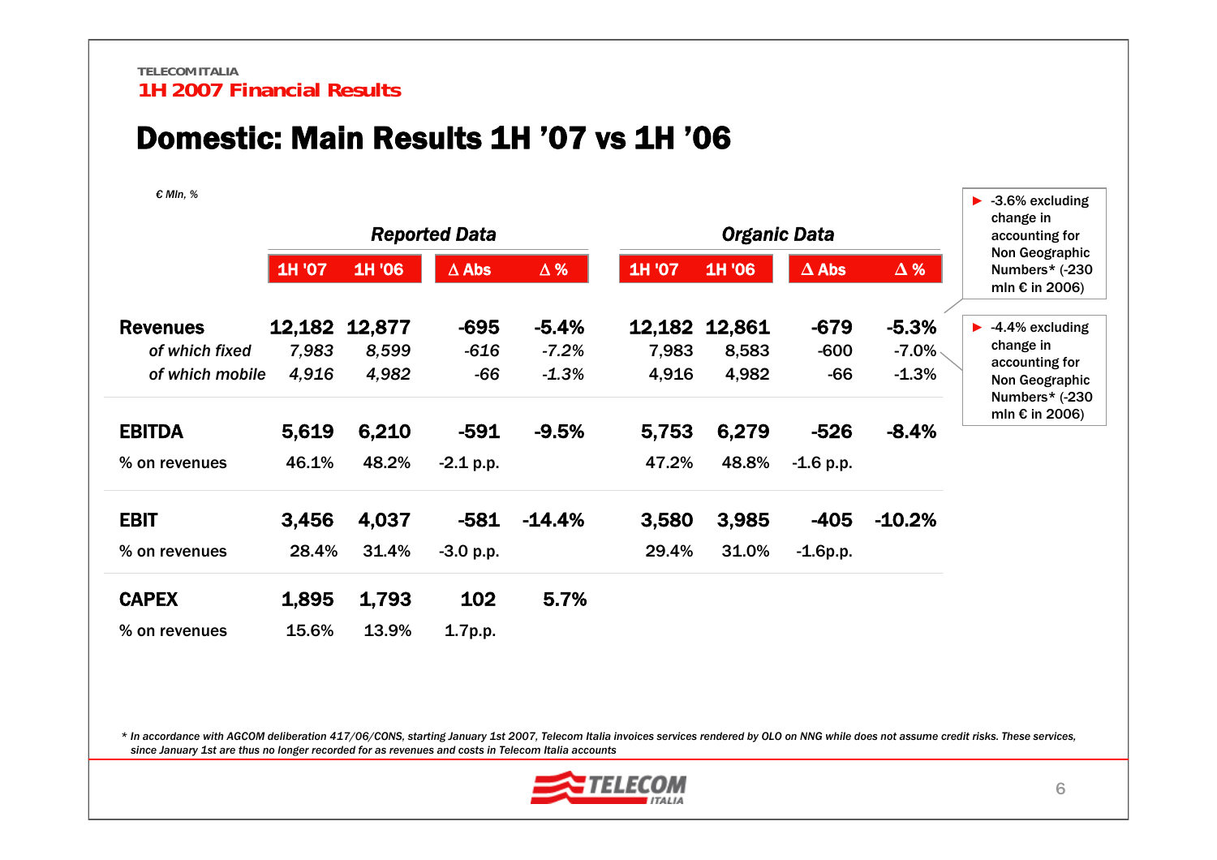TELECOM ITALIA
**1H 2007 Financial Results**

# Domestic: Main Results 1H '07 vs 1H '06

*€ Mln, %*

| | Reported Data | | | | Organic Data | | | |
|---|---|---|---|---|---|---|---|---|
| | 1H '07 | 1H '06 | Δ Abs | Δ % | 1H '07 | 1H '06 | Δ Abs | Δ % |
| **Revenues** | **12,182** | **12,877** | **-695** | **-5.4%** | **12,182** | **12,861** | **-679** | **-5.3%** |
| *of which fixed* | *7,983* | *8,599* | *-616* | *-7.2%* | 7,983 | 8,583 | -600 | -7.0% |
| *of which mobile* | *4,916* | *4,982* | *-66* | *-1.3%* | 4,916 | 4,982 | -66 | -1.3% |
| **EBITDA** | **5,619** | **6,210** | **-591** | **-9.5%** | **5,753** | **6,279** | **-526** | **-8.4%** |
| % on revenues | 46.1% | 48.2% | -2.1 p.p. | | 47.2% | 48.8% | -1.6 p.p. | |
| **EBIT** | **3,456** | **4,037** | **-581** | **-14.4%** | **3,580** | **3,985** | **-405** | **-10.2%** |
| % on revenues | 28.4% | 31.4% | -3.0 p.p. | | 29.4% | 31.0% | -1.6p.p. | |
| **CAPEX** | **1,895** | **1,793** | **102** | **5.7%** | | | | |
| % on revenues | 15.6% | 13.9% | 1.7p.p. | | | | | |

- -3.6% excluding change in accounting for Non Geographic Numbers* (-230 mln € in 2006)
- -4.4% excluding change in accounting for Non Geographic Numbers* (-230 mln € in 2006)

*\* In accordance with AGCOM deliberation 417/06/CONS, starting January 1st 2007, Telecom Italia invoices services rendered by OLO on NNG while does not assume credit risks. These services, since January 1st are thus no longer recorded for as revenues and costs in Telecom Italia accounts*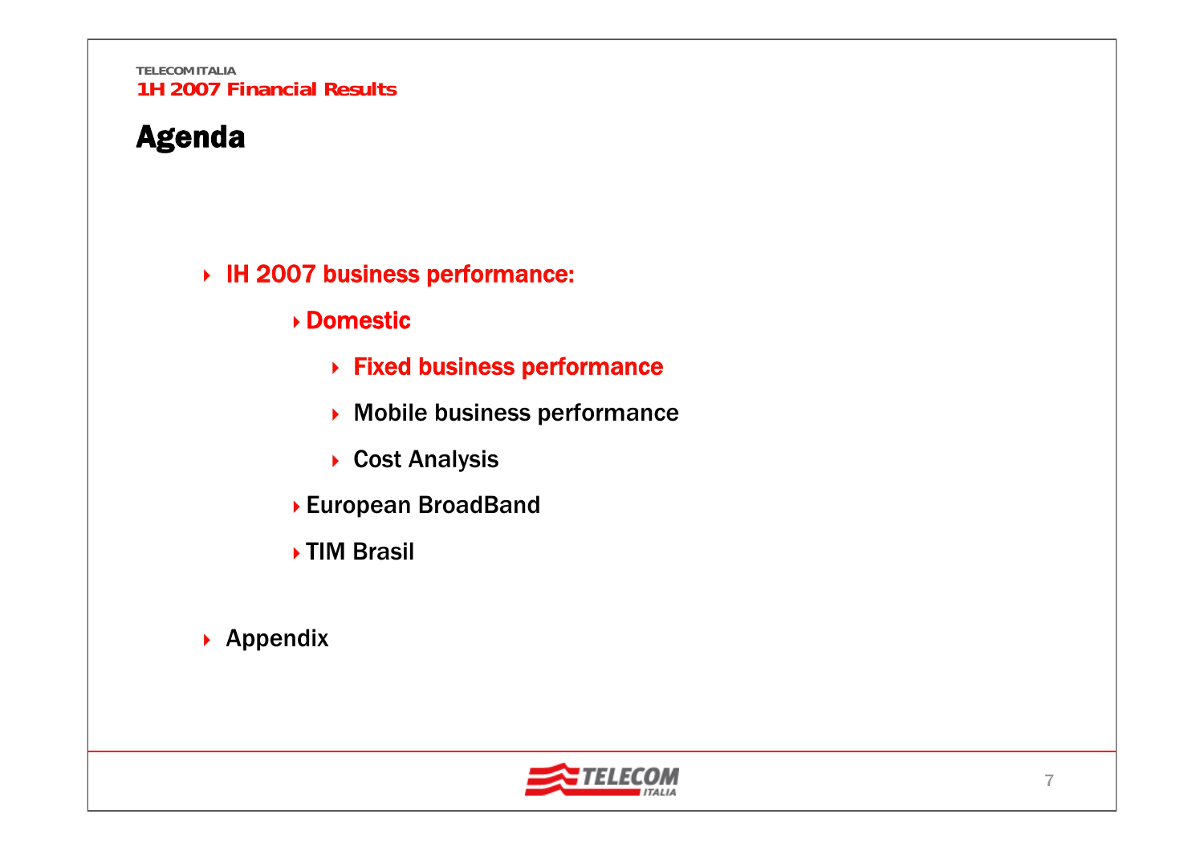# Agenda

- IH 2007 business performance:
  - Domestic
    - Fixed business performance
    - Mobile business performance
    - Cost Analysis
  - European BroadBand
  - TIM Brasil
- Appendix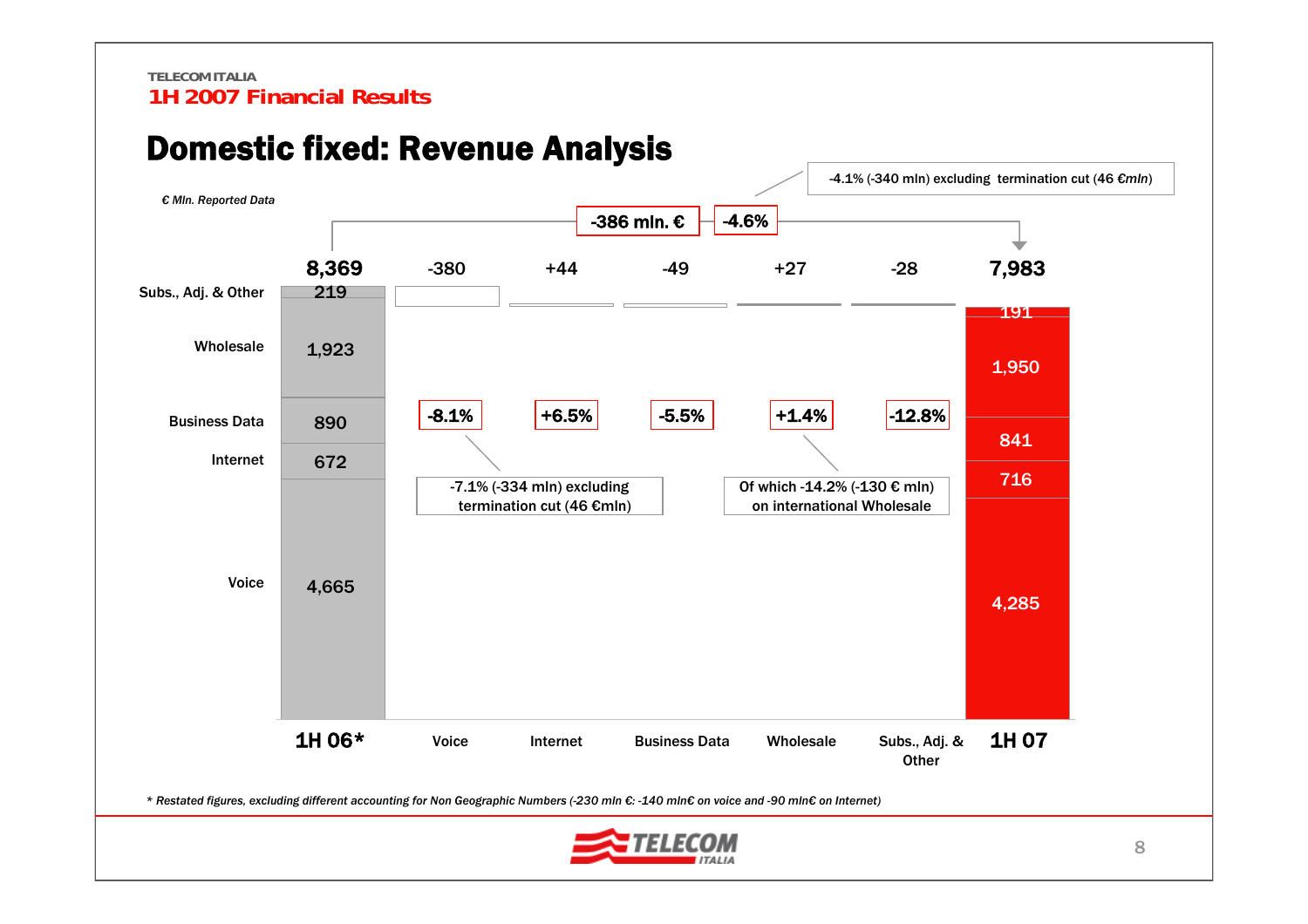TELECOM ITALIA

**1H 2007 Financial Results**

# Domestic fixed: Revenue Analysis

*€ Mln. Reported Data*

-386 mln. € | -4.6%

-4.1% (-340 mln) excluding termination cut (46 €mln)

| | 1H 06* | Voice | Internet | Business Data | Wholesale | Subs., Adj. & Other | 1H 07 |
|---|---|---|---|---|---|---|---|
| Total / Change | 8,369 | -380 | +44 | -49 | +27 | -28 | 7,983 |
| % Change | | -8.1% | +6.5% | -5.5% | +1.4% | -12.8% | |
| Subs., Adj. & Other | 219 | | | | | | 191 |
| Wholesale | 1,923 | | | | | | 1,950 |
| Business Data | 890 | | | | | | 841 |
| Internet | 672 | | | | | | 716 |
| Voice | 4,665 | | | | | | 4,285 |

Voice: -7.1% (-334 mln) excluding termination cut (46 €mln)

Wholesale: Of which -14.2% (-130 € mln) on international Wholesale

*\* Restated figures, excluding different accounting for Non Geographic Numbers (-230 mln €: -140 mln€ on voice and -90 mln€ on Internet)*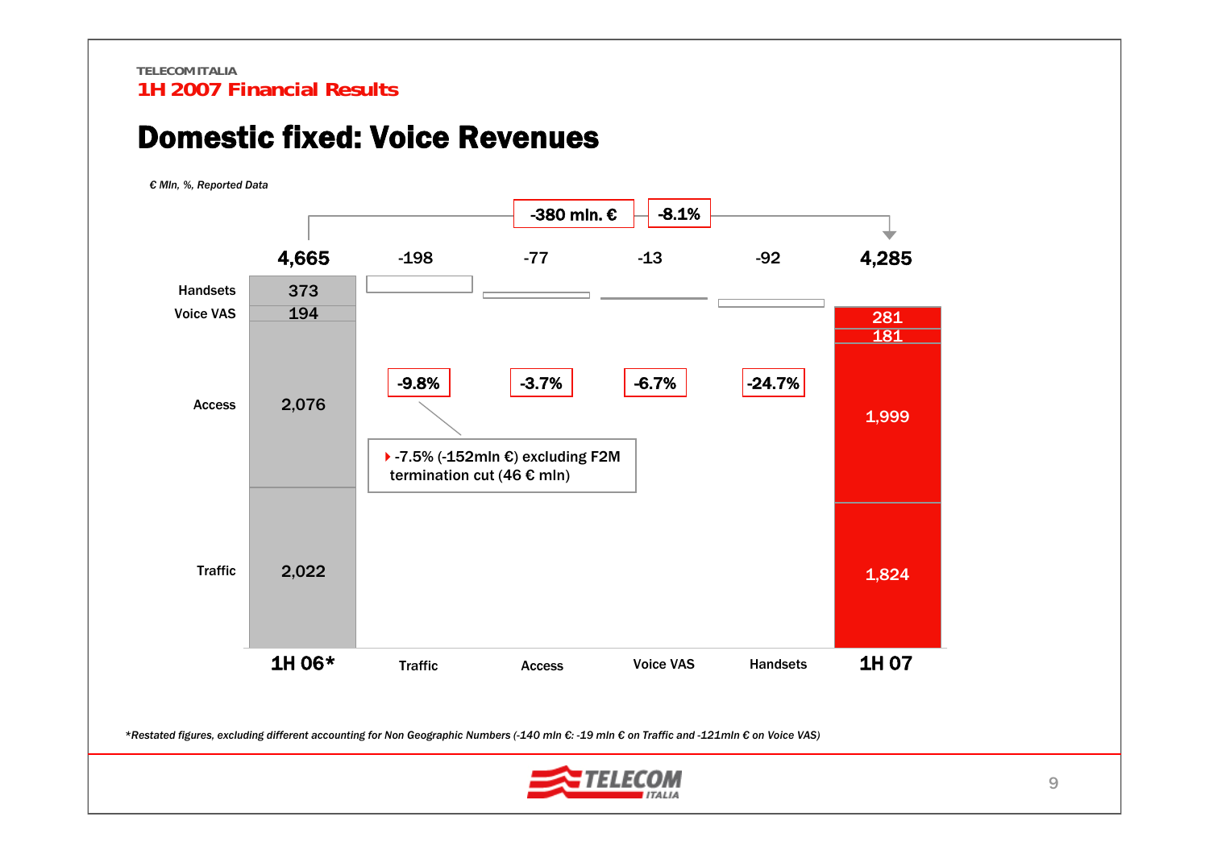TELECOM ITALIA
1H 2007 Financial Results

# Domestic fixed: Voice Revenues

*€ Mln, %, Reported Data*

**-380 mln. €** | **-8.1%**

| | 1H 06* | Traffic | Access | Voice VAS | Handsets | 1H 07 |
|---|---|---|---|---|---|---|
| Total | 4,665 | -198 | -77 | -13 | -92 | 4,285 |
| Handsets | 373 | | | | | 281 |
| Voice VAS | 194 | | | | | 181 |
| Access | 2,076 | | | | | 1,999 |
| Traffic | 2,022 | | | | | 1,824 |
| % change | | -9.8% | -3.7% | -6.7% | -24.7% | |

- -7.5% (-152mln €) excluding F2M termination cut (46 € mln)

*\*Restated figures, excluding different accounting for Non Geographic Numbers (-140 mln €: -19 mln € on Traffic and -121mln € on Voice VAS)*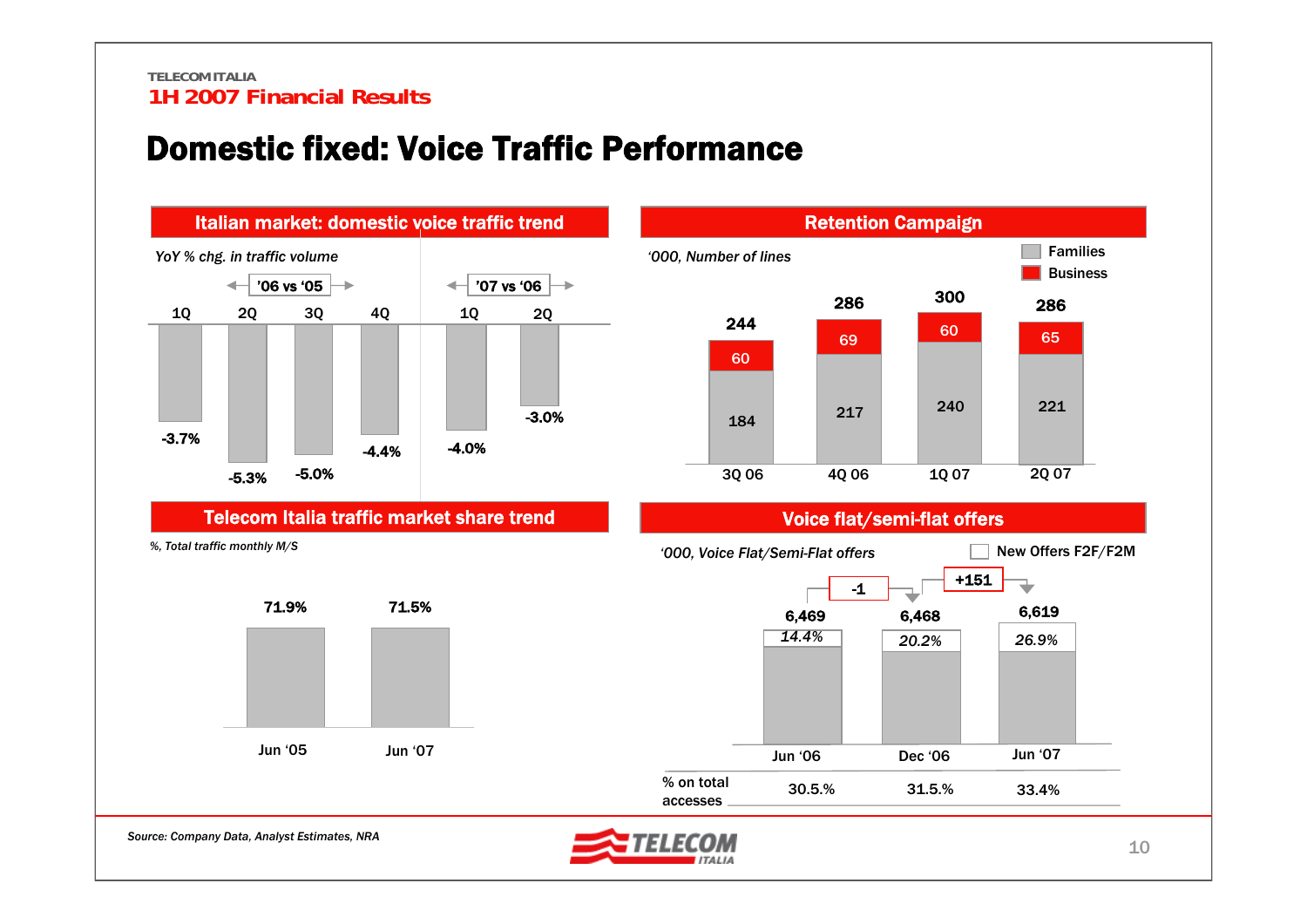# Domestic fixed: Voice Traffic Performance

## Italian market: domestic voice traffic trend

*YoY % chg. in traffic volume*

| | '06 vs '05 | | | | '07 vs '06 | |
|---|---|---|---|---|---|---|
| | 1Q | 2Q | 3Q | 4Q | 1Q | 2Q |
| YoY % chg. | -3.7% | -5.3% | -5.0% | -4.4% | -4.0% | -3.0% |

## Retention Campaign

*'000, Number of lines*

| | 3Q 06 | 4Q 06 | 1Q 07 | 2Q 07 |
|---|---|---|---|---|
| Families | 184 | 217 | 240 | 221 |
| Business | 60 | 69 | 60 | 65 |
| Total | 244 | 286 | 300 | 286 |

## Telecom Italia traffic market share trend

*%, Total traffic monthly M/S*

| Jun '05 | Jun '07 |
|---|---|
| 71.9% | 71.5% |

## Voice flat/semi-flat offers

*'000, Voice Flat/Semi-Flat offers*

| | Jun '06 | Dec '06 | Jun '07 |
|---|---|---|---|
| Voice Flat/Semi-Flat offers | 6,469 | 6,468 | 6,619 |
| New Offers F2F/F2M | 14.4% | 20.2% | 26.9% |
| % on total accesses | 30.5.% | 31.5.% | 33.4% |

Change Jun '06 – Dec '06: -1; Change Dec '06 – Jun '07: +151

Source: Company Data, Analyst Estimates, NRA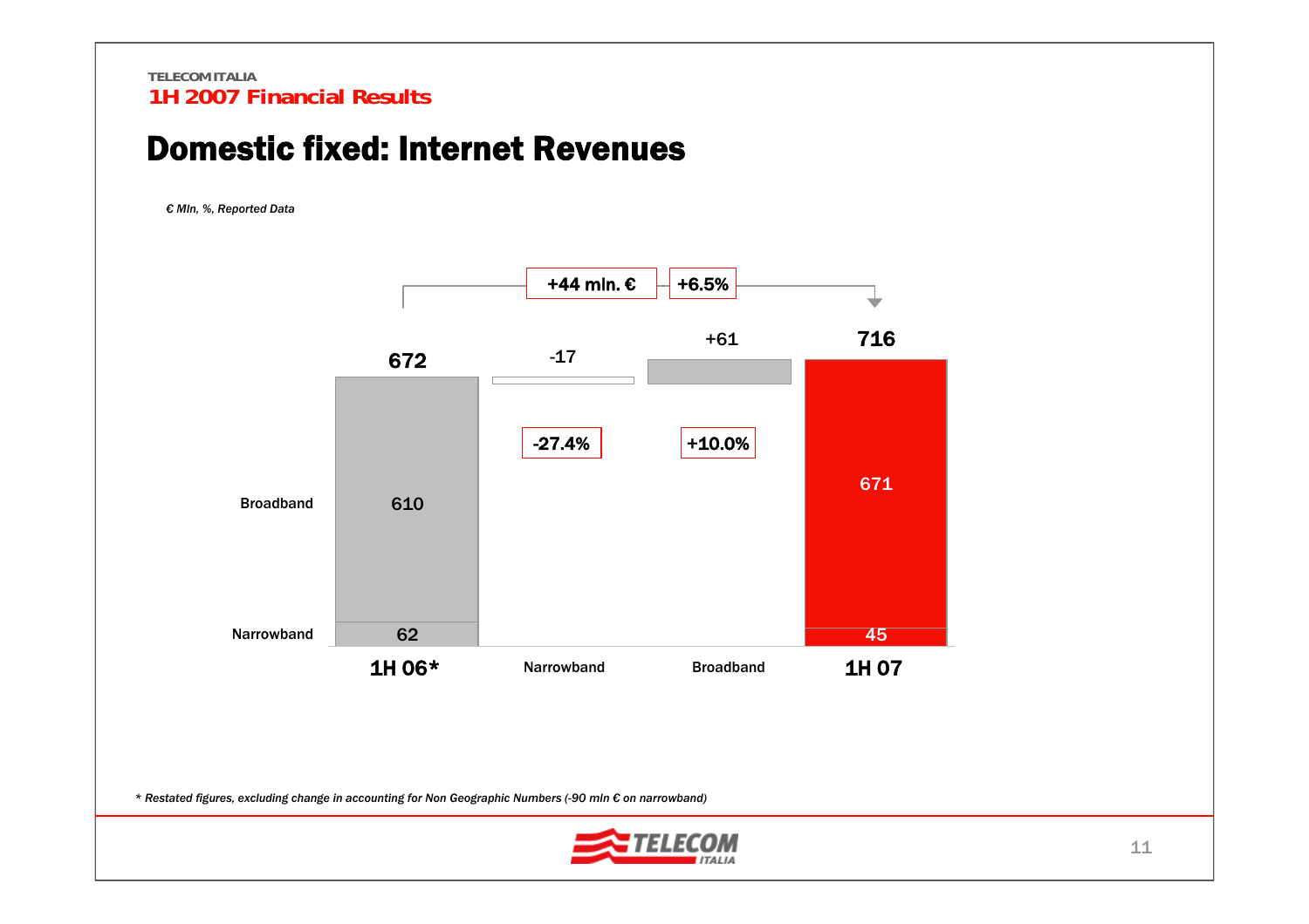# Domestic fixed: Internet Revenues

*€ Mln, %, Reported Data*

+44 mln. € | +6.5%

| | 1H 06* | Narrowband | Broadband | 1H 07 |
|---|---|---|---|---|
| Total | 672 | -17 | +61 | 716 |
| Change % | | -27.4% | +10.0% | |
| Broadband | 610 | | | 671 |
| Narrowband | 62 | | | 45 |

*\* Restated figures, excluding change in accounting for Non Geographic Numbers (-90 mln € on narrowband)*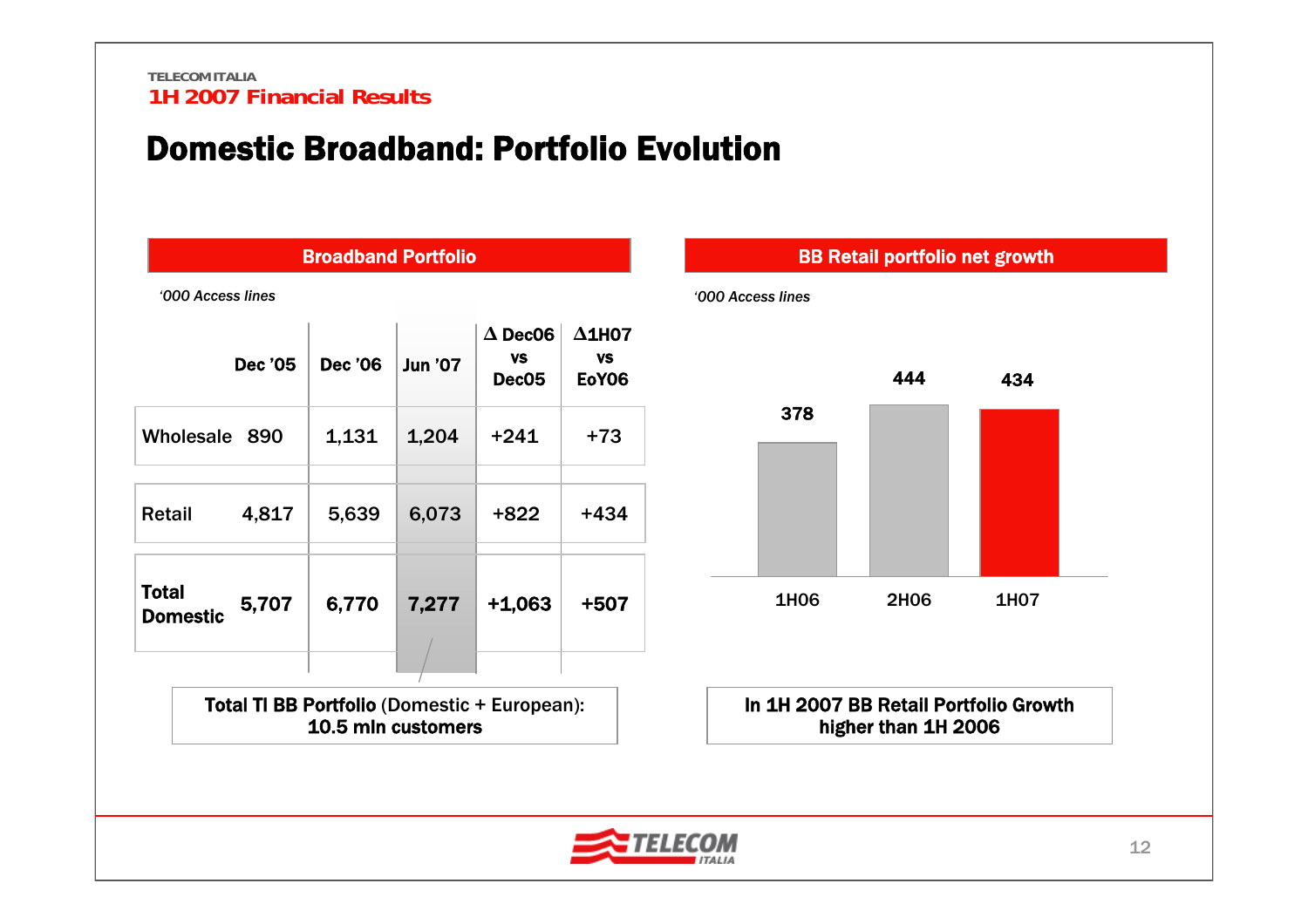# Domestic Broadband: Portfolio Evolution

## Broadband Portfolio

*'000 Access lines*

| | Dec '05 | Dec '06 | Jun '07 | Δ Dec06 vs Dec05 | Δ1H07 vs EoY06 |
|---|---|---|---|---|---|
| Wholesale | 890 | 1,131 | 1,204 | +241 | +73 |
| Retail | 4,817 | 5,639 | 6,073 | +822 | +434 |
| **Total Domestic** | **5,707** | **6,770** | **7,277** | **+1,063** | **+507** |

**Total TI BB Portfolio** (Domestic + European): **10.5 mln customers**

## BB Retail portfolio net growth

*'000 Access lines*

| | 1H06 | 2H06 | 1H07 |
|---|---|---|---|
| Net growth | 378 | 444 | 434 |

**In 1H 2007 BB Retail Portfolio Growth higher than 1H 2006**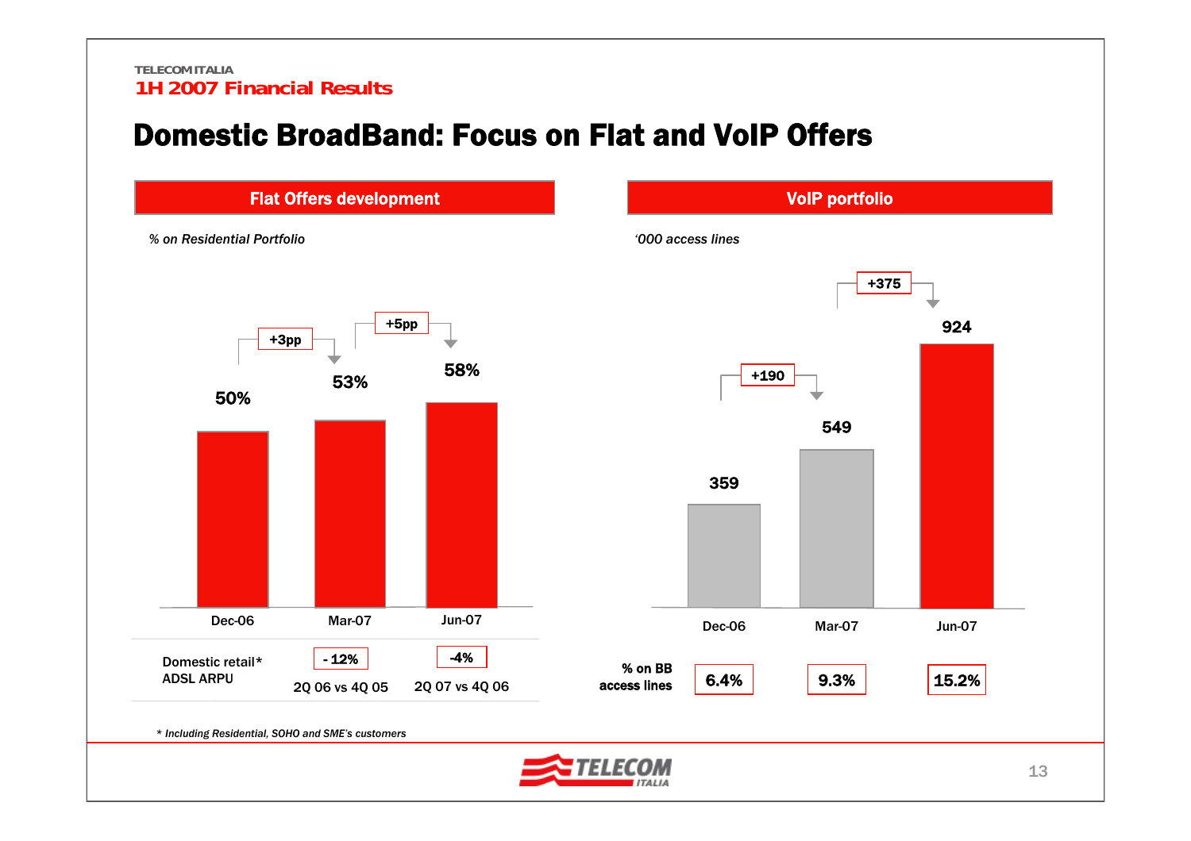# Domestic BroadBand: Focus on Flat and VoIP Offers

## Flat Offers development

*% on Residential Portfolio*

| | Dec-06 | Mar-07 | Jun-07 |
|---|---|---|---|
| Flat offers | 50% | 53% | 58% |
| Change | | +3pp | +5pp |

| Domestic retail* ADSL ARPU | 2Q 06 vs 4Q 05 | 2Q 07 vs 4Q 06 |
|---|---|---|
| | - 12% | -4% |

## VoIP portfolio

*'000 access lines*

| | Dec-06 | Mar-07 | Jun-07 |
|---|---|---|---|
| Access lines | 359 | 549 | 924 |
| Change | | +190 | +375 |
| % on BB access lines | 6.4% | 9.3% | 15.2% |

*\* Including Residential, SOHO and SME's customers*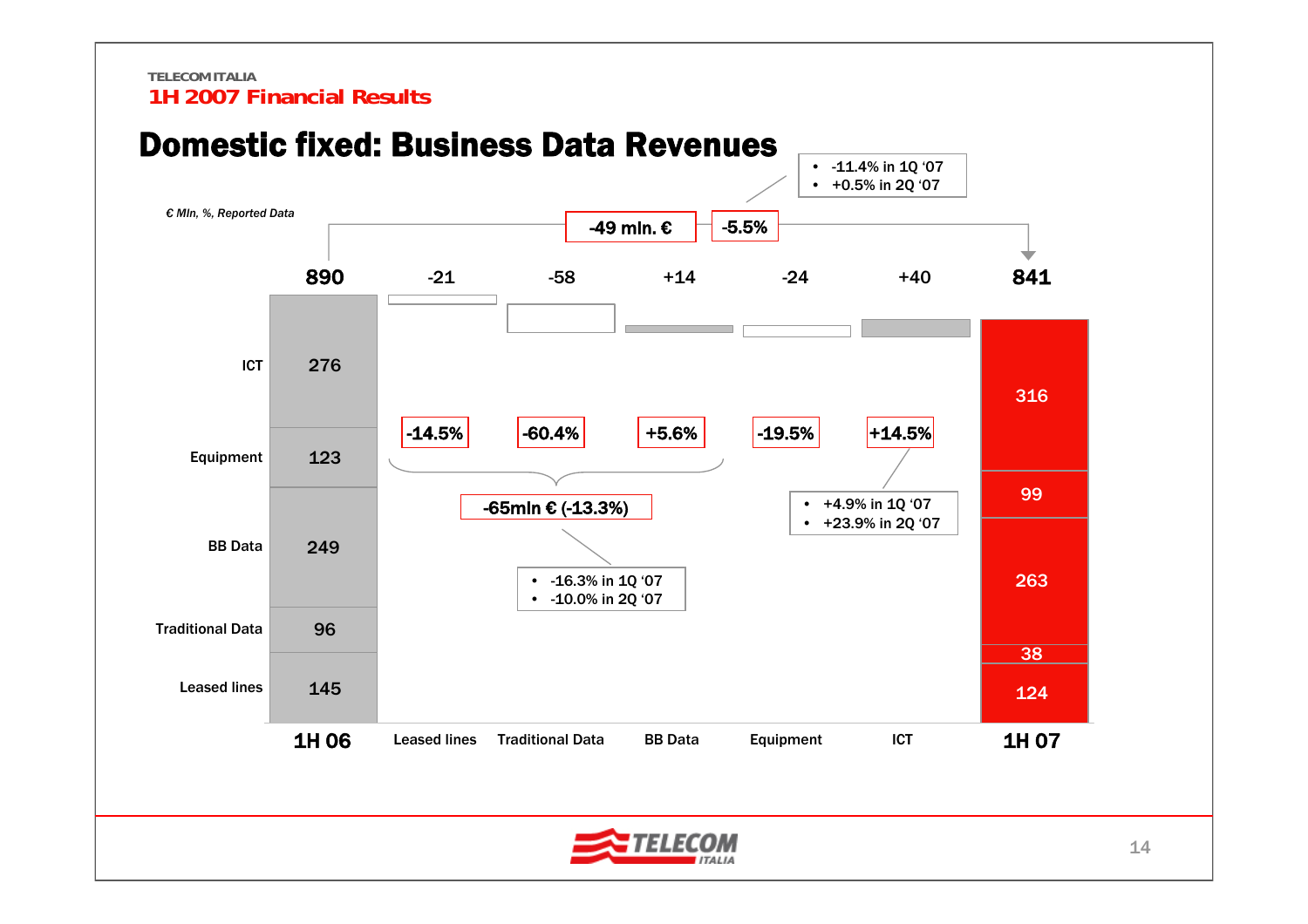TELECOM ITALIA
**1H 2007 Financial Results**

# Domestic fixed: Business Data Revenues

*€ Mln, %, Reported Data*

**-49 mln. €** | **-5.5%**

- -11.4% in 1Q '07
- +0.5% in 2Q '07

| | 1H 06 | Leased lines | Traditional Data | BB Data | Equipment | ICT | 1H 07 |
|---|---|---|---|---|---|---|---|
| Total / Change | 890 | -21 | -58 | +14 | -24 | +40 | 841 |
| % change | | -14.5% | -60.4% | +5.6% | -19.5% | +14.5% | |
| ICT | 276 | | | | | | 316 |
| Equipment | 123 | | | | | | 99 |
| BB Data | 249 | | | | | | 263 |
| Traditional Data | 96 | | | | | | 38 |
| Leased lines | 145 | | | | | | 124 |

Leased lines + Traditional Data + BB Data: **-65mln € (-13.3%)**

- -16.3% in 1Q '07
- -10.0% in 2Q '07

ICT:

- +4.9% in 1Q '07
- +23.9% in 2Q '07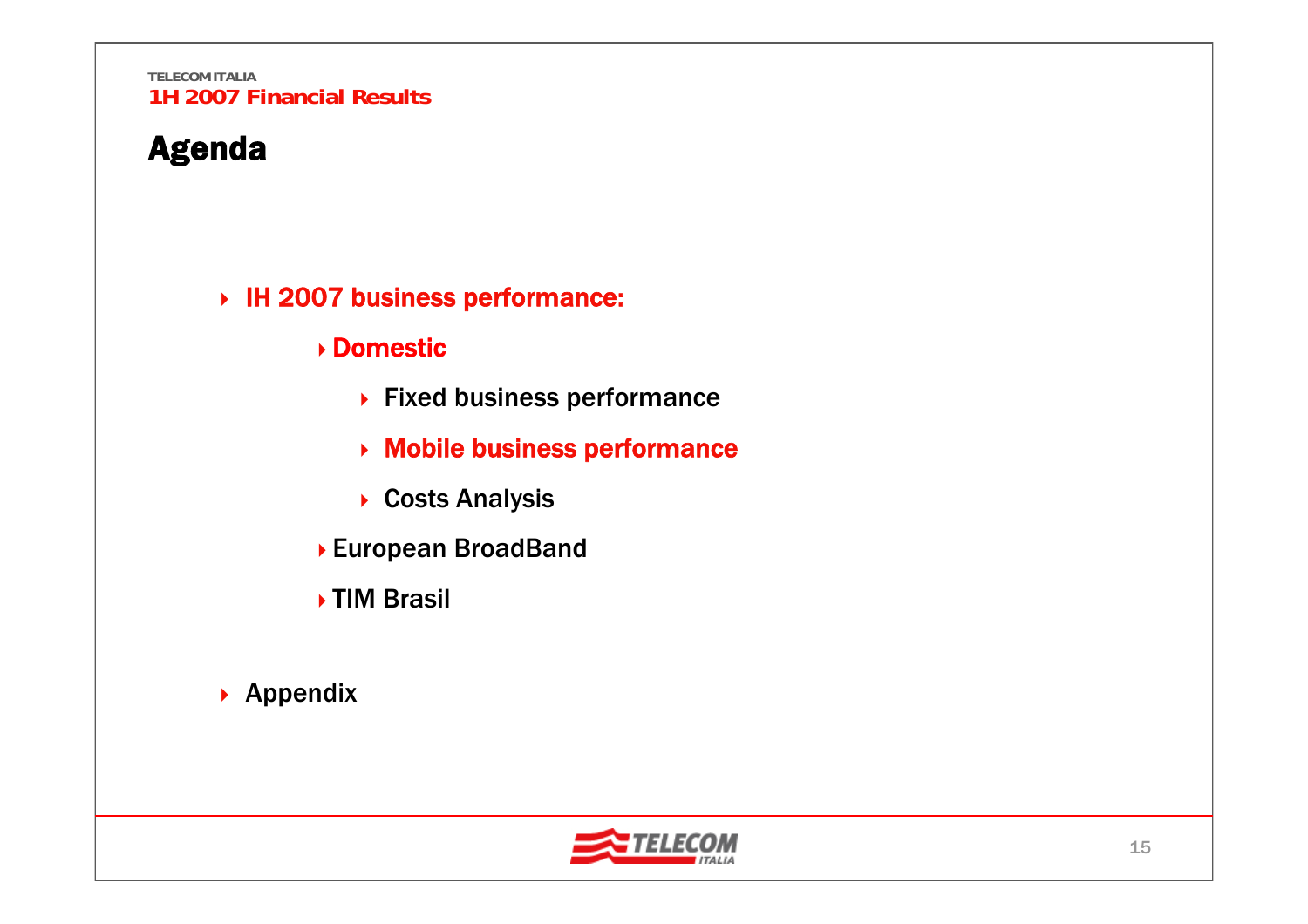# Agenda

- **IH 2007 business performance:**
  - **Domestic**
    - **Fixed business performance**
    - **Mobile business performance**
    - **Costs Analysis**
  - **European BroadBand**
  - **TIM Brasil**
- **Appendix**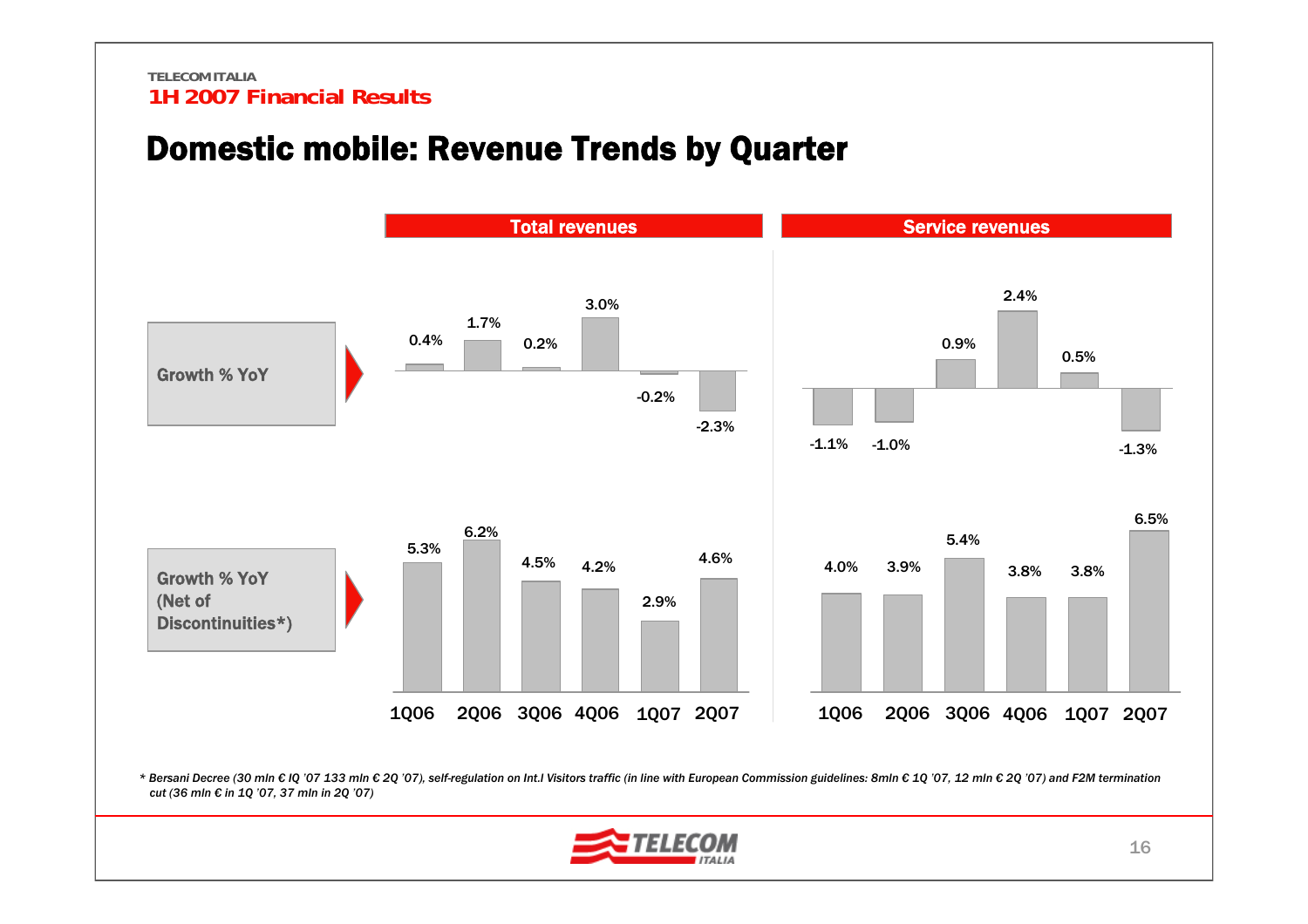# Domestic mobile: Revenue Trends by Quarter

| | Total revenues | | | | | | Service revenues | | | | | |
|---|---|---|---|---|---|---|---|---|---|---|---|---|
| | 1Q06 | 2Q06 | 3Q06 | 4Q06 | 1Q07 | 2Q07 | 1Q06 | 2Q06 | 3Q06 | 4Q06 | 1Q07 | 2Q07 |
| Growth % YoY | 0.4% | 1.7% | 0.2% | 3.0% | -0.2% | -2.3% | -1.1% | -1.0% | 0.9% | 2.4% | 0.5% | -1.3% |
| Growth % YoY (Net of Discontinuities*) | 5.3% | 6.2% | 4.5% | 4.2% | 2.9% | 4.6% | 4.0% | 3.9% | 5.4% | 3.8% | 3.8% | 6.5% |

*\* Bersani Decree (30 mln € IQ '07 133 mln € 2Q '07), self-regulation on Int.l Visitors traffic (in line with European Commission guidelines: 8mln € 1Q '07, 12 mln € 2Q '07) and F2M termination cut (36 mln € in 1Q '07, 37 mln in 2Q '07)*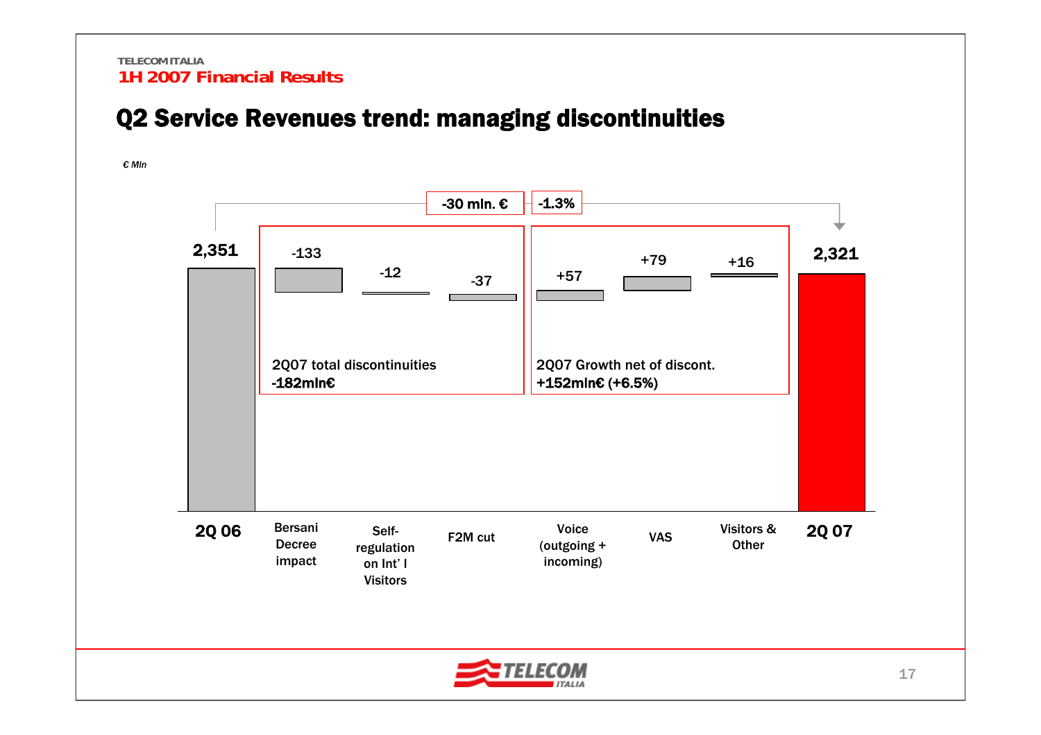## Q2 Service Revenues trend: managing discontinuities

*€ Mln*

-30 mln. € | -1.3%

| 2Q 06 | Bersani Decree impact | Self-regulation on Int' l Visitors | F2M cut | Voice (outgoing + incoming) | VAS | Visitors & Other | 2Q 07 |
|---|---|---|---|---|---|---|---|
| 2,351 | -133 | -12 | -37 | +57 | +79 | +16 | 2,321 |

2Q07 total discontinuities **-182mln€**

2Q07 Growth net of discont. **+152mln€ (+6.5%)**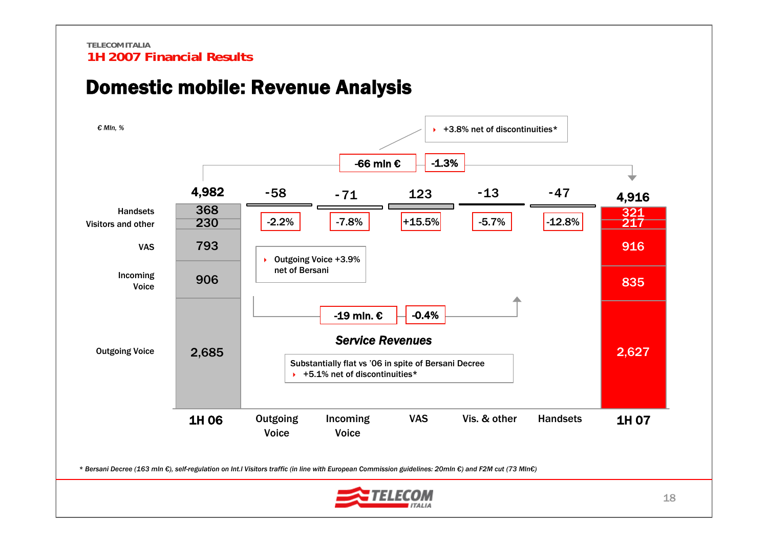# Domestic mobile: Revenue Analysis

*€ Mln, %*

- +3.8% net of discontinuities*

**-66 mln €** | **-1.3%**

| | 1H 06 | Outgoing Voice | Incoming Voice | VAS | Vis. & other | Handsets | 1H 07 |
|---|---|---|---|---|---|---|---|
| Total | 4,982 | -58 | -71 | 123 | -13 | -47 | 4,916 |
| % change | | -2.2% | -7.8% | +15.5% | -5.7% | -12.8% | |
| Handsets | 368 | | | | | | 321 |
| Visitors and other | 230 | | | | | | 217 |
| VAS | 793 | | | | | | 916 |
| Incoming Voice | 906 | | | | | | 835 |
| Outgoing Voice | 2,685 | | | | | | 2,627 |

- Outgoing Voice +3.9% net of Bersani

**-19 mln. €** | **-0.4%**

***Service Revenues***

Substantially flat vs '06 in spite of Bersani Decree
- +5.1% net of discontinuities*

*\* Bersani Decree (163 mln €), self-regulation on Int.l Visitors traffic (in line with European Commission guidelines: 20mln €) and F2M cut (73 Mln€)*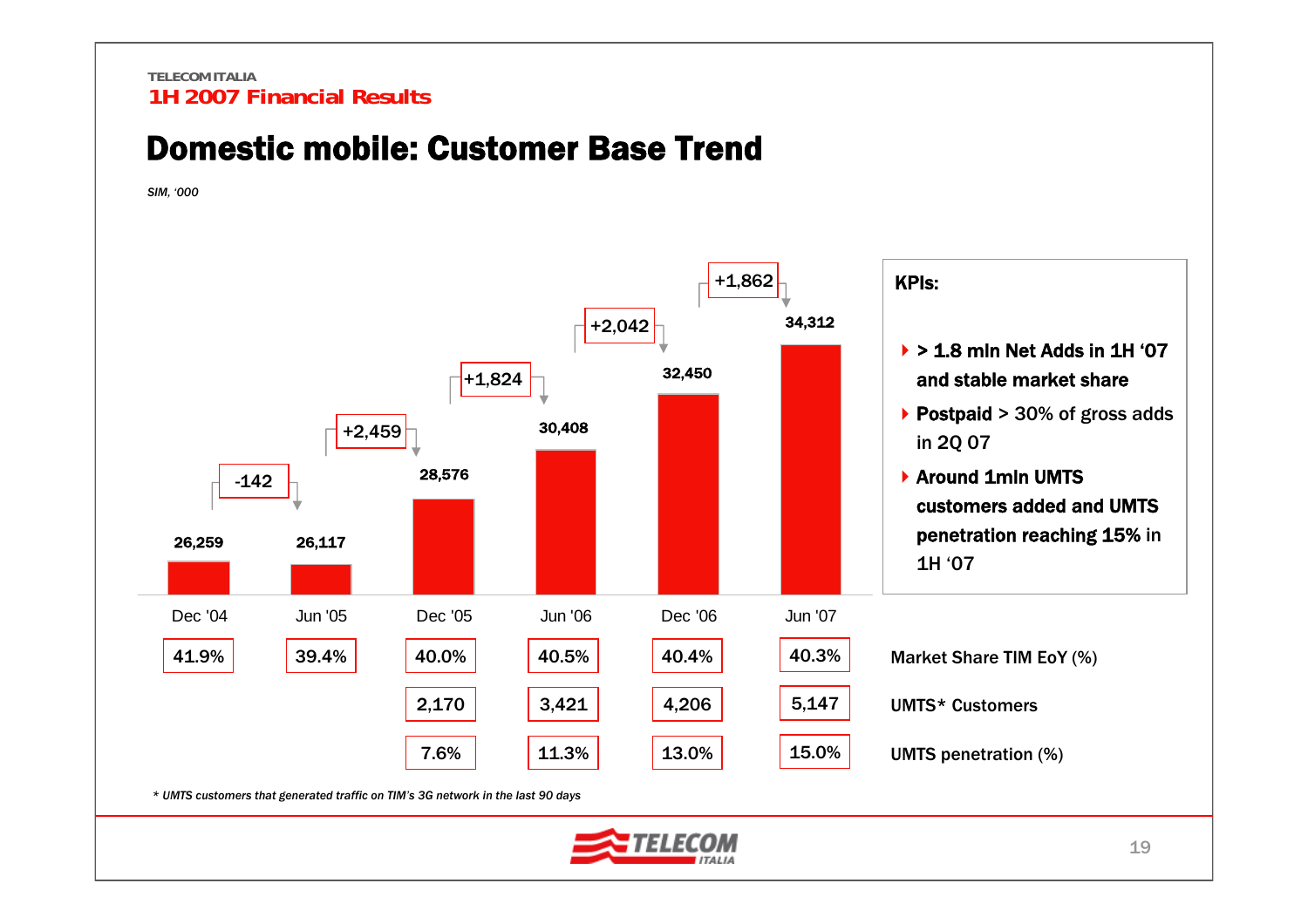# Domestic mobile: Customer Base Trend

*SIM, '000*

| | Dec '04 | Jun '05 | Dec '05 | Jun '06 | Dec '06 | Jun '07 |
|---|---|---|---|---|---|---|
| Customer base (SIM, '000) | 26,259 | 26,117 | 28,576 | 30,408 | 32,450 | 34,312 |
| Net change vs previous period | | -142 | +2,459 | +1,824 | +2,042 | +1,862 |
| Market Share TIM EoY (%) | 41.9% | 39.4% | 40.0% | 40.5% | 40.4% | 40.3% |
| UMTS* Customers | | | 2,170 | 3,421 | 4,206 | 5,147 |
| UMTS penetration (%) | | | 7.6% | 11.3% | 13.0% | 15.0% |

**KPIs:**

- **> 1.8 mln Net Adds in 1H '07 and stable market share**
- **Postpaid** > 30% of gross adds in 2Q 07
- **Around 1mln UMTS customers added and UMTS penetration reaching 15%** in 1H '07

*\* UMTS customers that generated traffic on TIM's 3G network in the last 90 days*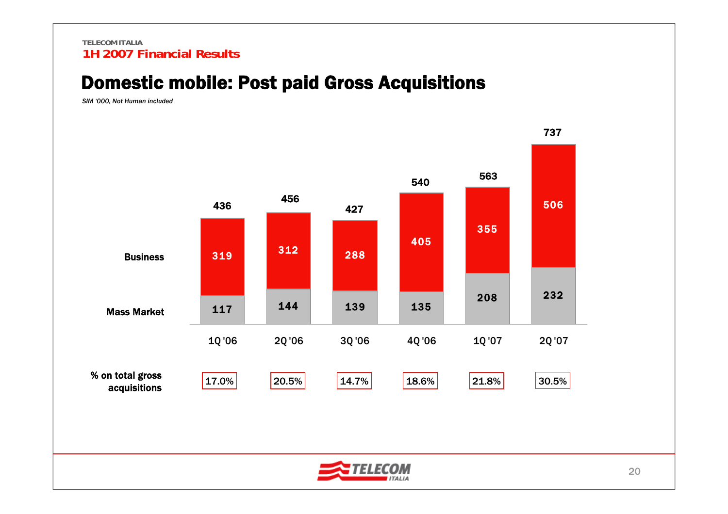TELECOM ITALIA
**1H 2007 Financial Results**

# Domestic mobile: Post paid Gross Acquisitions

*SIM '000, Not Human included*

| | 1Q '06 | 2Q '06 | 3Q '06 | 4Q '06 | 1Q '07 | 2Q '07 |
|---|---|---|---|---|---|---|
| Business | 319 | 312 | 288 | 405 | 355 | 506 |
| Mass Market | 117 | 144 | 139 | 135 | 208 | 232 |
| Total | 436 | 456 | 427 | 540 | 563 | 737 |
| % on total gross acquisitions | 17.0% | 20.5% | 14.7% | 18.6% | 21.8% | 30.5% |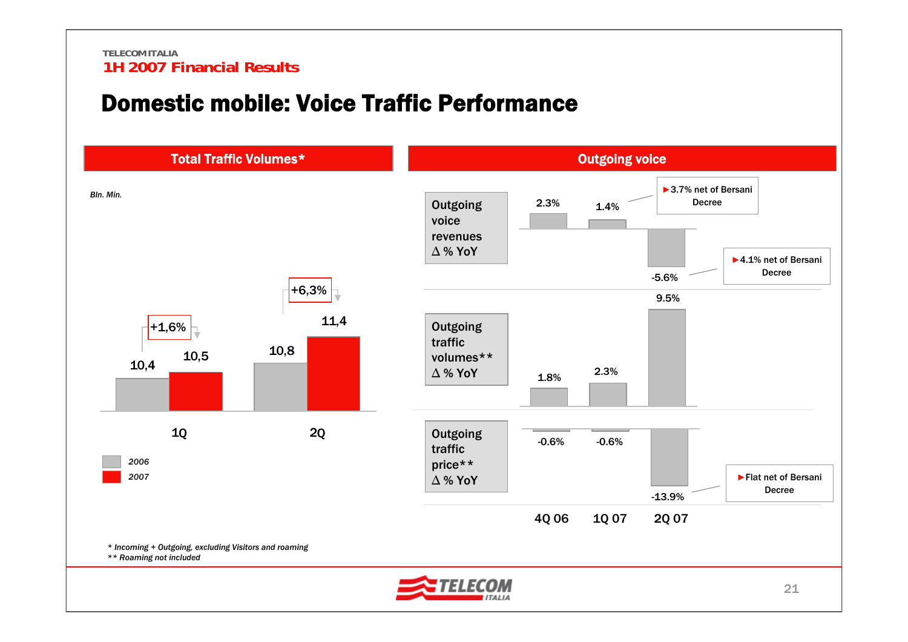# Domestic mobile: Voice Traffic Performance

## Total Traffic Volumes*

*Bln. Min.*

| | 2006 | 2007 | Δ |
|---|---|---|---|
| 1Q | 10,4 | 10,5 | +1,6% |
| 2Q | 10,8 | 11,4 | +6,3% |

## Outgoing voice

| | 4Q 06 | 1Q 07 | 2Q 07 |
|---|---|---|---|
| Outgoing voice revenues Δ % YoY | 2.3% | 1.4% | -5.6% |
| Outgoing traffic volumes** Δ % YoY | 1.8% | 2.3% | 9.5% |
| Outgoing traffic price** Δ % YoY | -0.6% | -0.6% | -13.9% |

- 1Q 07 outgoing voice revenues: 3.7% net of Bersani Decree
- 2Q 07 outgoing voice revenues: 4.1% net of Bersani Decree
- 2Q 07 outgoing traffic price: Flat net of Bersani Decree

*\* Incoming + Outgoing, excluding Visitors and roaming*

*\*\* Roaming not included*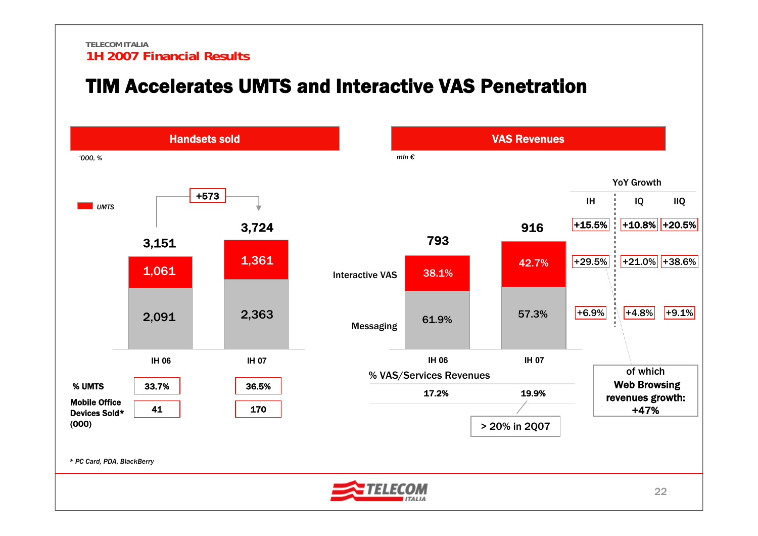# TIM Accelerates UMTS and Interactive VAS Penetration

## Handsets sold

'000, %

| | IH 06 | IH 07 |
|---|---|---|
| UMTS | 1,061 | 1,361 |
| Other | 2,091 | 2,363 |
| **Total** | **3,151** | **3,724** |

+573

| | IH 06 | IH 07 |
|---|---|---|
| % UMTS | 33.7% | 36.5% |
| Mobile Office Devices Sold* (000) | 41 | 170 |

## VAS Revenues

mln €

| | IH 06 | IH 07 | YoY Growth IH | YoY Growth IQ | YoY Growth IIQ |
|---|---|---|---|---|---|
| **Total** | **793** | **916** | +15.5% | +10.8% | +20.5% |
| Interactive VAS | 38.1% | 42.7% | +29.5% | +21.0% | +38.6% |
| Messaging | 61.9% | 57.3% | +6.9% | +4.8% | +9.1% |

of which Web Browsing revenues growth: +47%

| | IH 06 | IH 07 |
|---|---|---|
| % VAS/Services Revenues | 17.2% | 19.9% |

> 20% in 2Q07

* PC Card, PDA, BlackBerry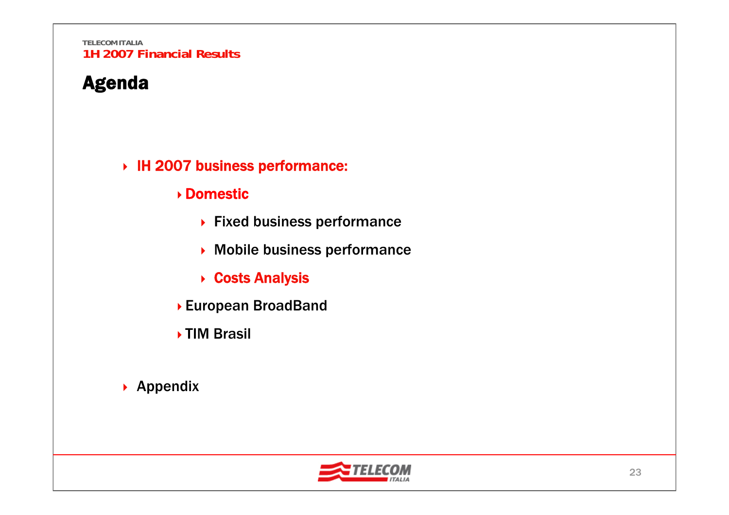# Agenda

- IH 2007 business performance:
  - Domestic
    - Fixed business performance
    - Mobile business performance
    - Costs Analysis
  - European BroadBand
  - TIM Brasil
- Appendix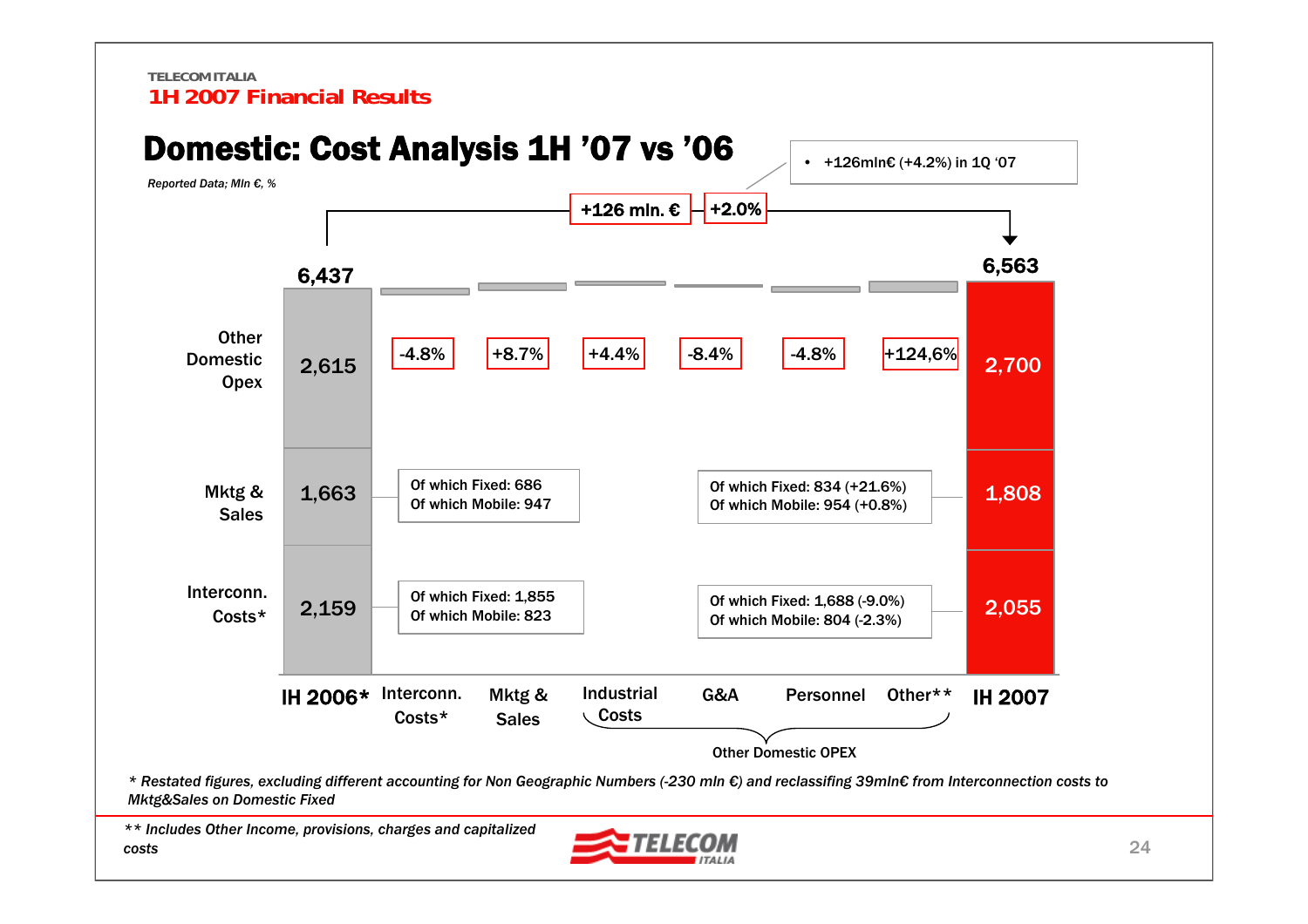# Domestic: Cost Analysis 1H '07 vs '06

*Reported Data; Mln €, %*

- +126mln€ (+4.2%) in 1Q '07

**+126 mln. €** | **+2.0%**

| | IH 2006* | Interconn. Costs* | Mktg & Sales | Industrial Costs | G&A | Personnel | Other** | IH 2007 |
|---|---|---|---|---|---|---|---|---|
| Total | 6,437 | | | | | | | 6,563 |
| Other Domestic Opex | 2,615 | -4.8% | +8.7% | +4.4% | -8.4% | -4.8% | +124,6% | 2,700 |
| Mktg & Sales | 1,663 | | | | | | | 1,808 |
| Interconn. Costs* | 2,159 | | | | | | | 2,055 |

Industrial Costs, G&A, Personnel, Other**: Other Domestic OPEX

**Mktg & Sales 1H 2006:**
- Of which Fixed: 686
- Of which Mobile: 947

**Mktg & Sales 1H 2007:**
- Of which Fixed: 834 (+21.6%)
- Of which Mobile: 954 (+0.8%)

**Interconn. Costs 1H 2006:**
- Of which Fixed: 1,855
- Of which Mobile: 823

**Interconn. Costs 1H 2007:**
- Of which Fixed: 1,688 (-9.0%)
- Of which Mobile: 804 (-2.3%)

*\* Restated figures, excluding different accounting for Non Geographic Numbers (-230 mln €) and reclassifing 39mln€ from Interconnection costs to Mktg&Sales on Domestic Fixed*

*\*\* Includes Other Income, provisions, charges and capitalized costs*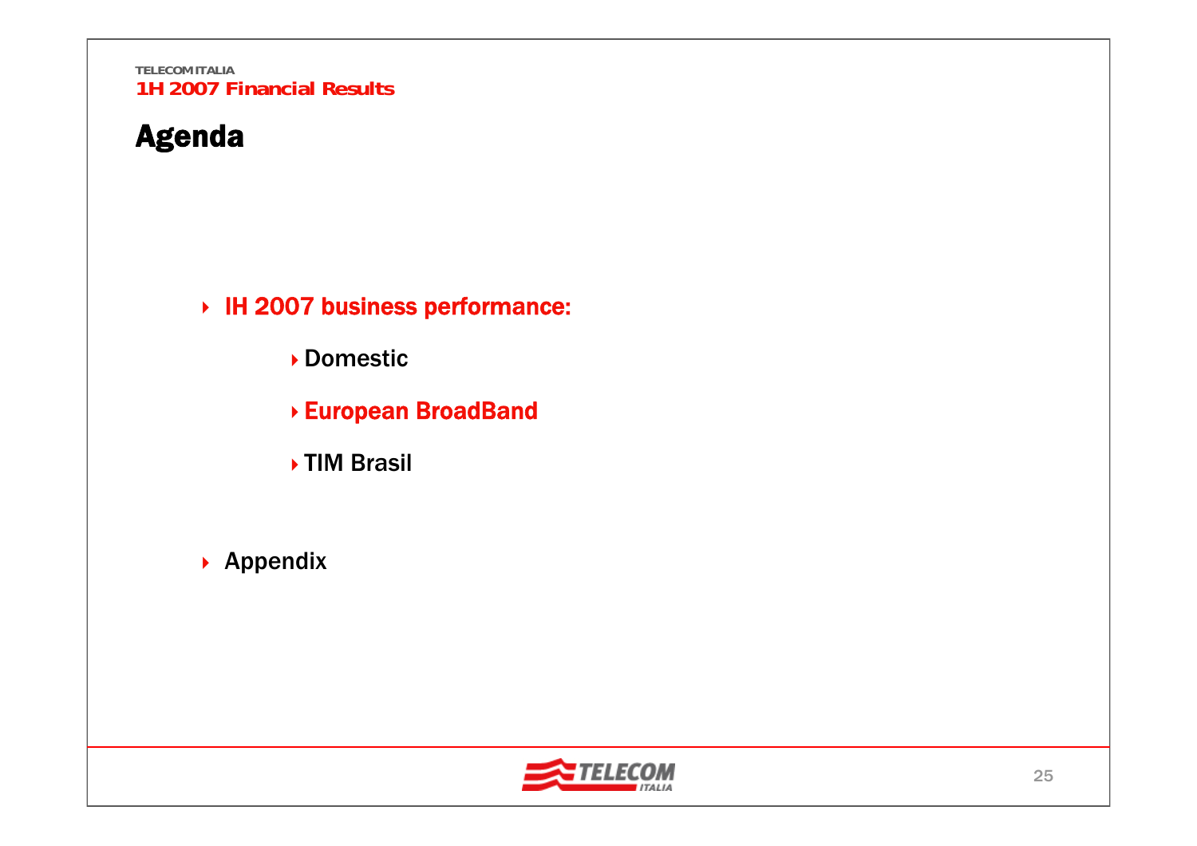# Agenda

- IH 2007 business performance:
  - Domestic
  - European BroadBand
  - TIM Brasil
- Appendix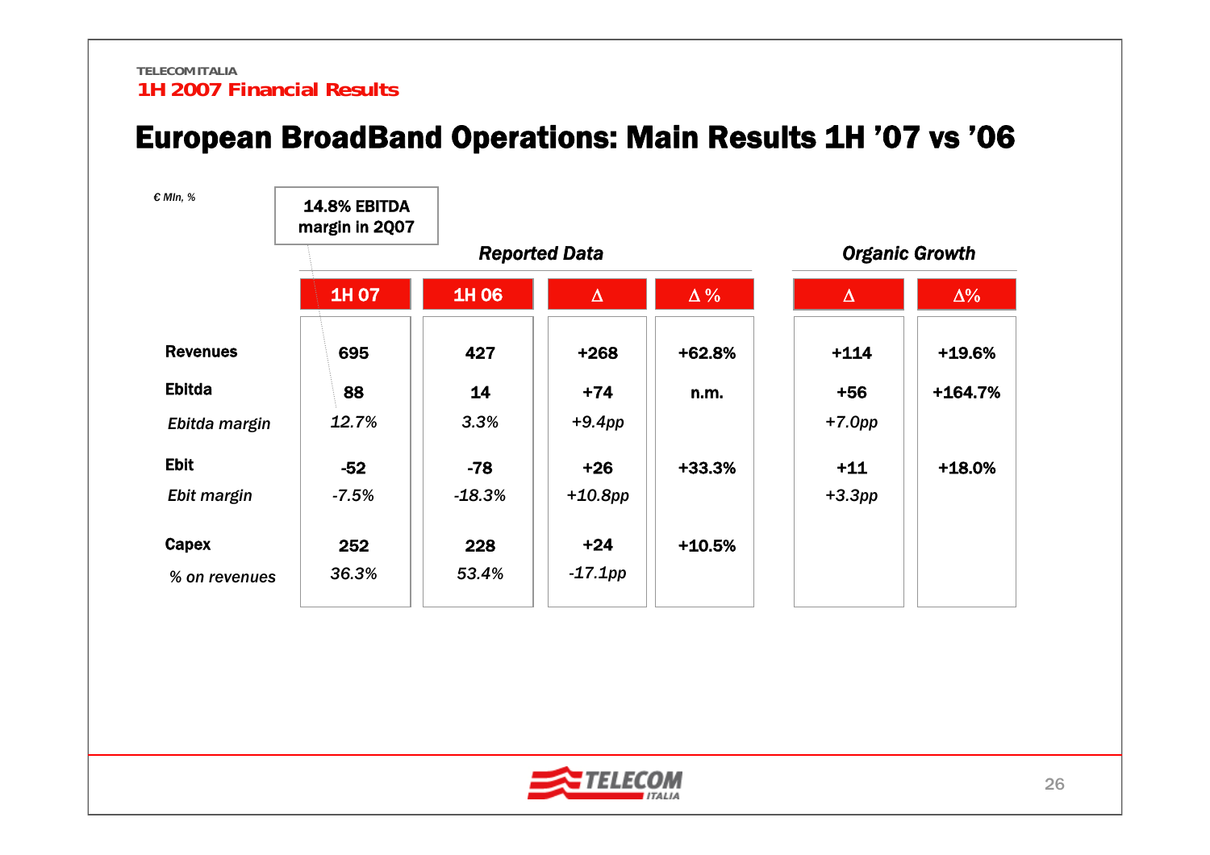TELECOM ITALIA
1H 2007 Financial Results

# European BroadBand Operations: Main Results 1H '07 vs '06

*€ Mln, %*

14.8% EBITDA margin in 2Q07

| | Reported Data | | | | Organic Growth | |
|---|---|---|---|---|---|---|
| | 1H 07 | 1H 06 | Δ | Δ % | Δ | Δ% |
| **Revenues** | 695 | 427 | +268 | +62.8% | +114 | +19.6% |
| **Ebitda** | 88 | 14 | +74 | n.m. | +56 | +164.7% |
| *Ebitda margin* | *12.7%* | *3.3%* | *+9.4pp* | | *+7.0pp* | |
| **Ebit** | -52 | -78 | +26 | +33.3% | +11 | +18.0% |
| *Ebit margin* | *-7.5%* | *-18.3%* | *+10.8pp* | | *+3.3pp* | |
| **Capex** | 252 | 228 | +24 | +10.5% | | |
| *% on revenues* | *36.3%* | *53.4%* | *-17.1pp* | | | |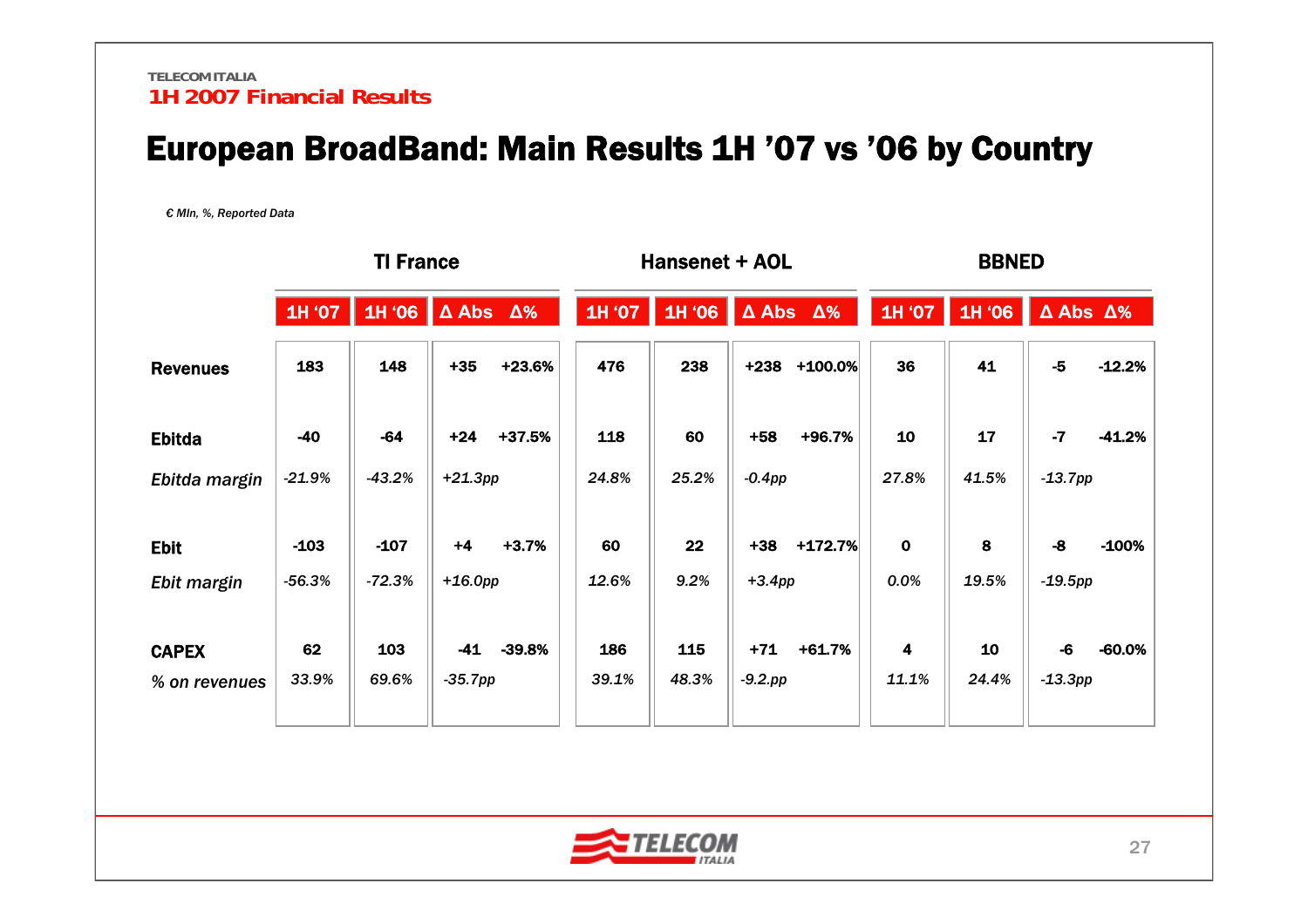TELECOM ITALIA
1H 2007 Financial Results

# European BroadBand: Main Results 1H '07 vs '06 by Country

*€ Mln, %, Reported Data*

| | TI France | | | | Hansenet + AOL | | | | BBNED | | | |
|---|---|---|---|---|---|---|---|---|---|---|---|---|
| | 1H '07 | 1H '06 | Δ Abs | Δ% | 1H '07 | 1H '06 | Δ Abs | Δ% | 1H '07 | 1H '06 | Δ Abs | Δ% |
| **Revenues** | 183 | 148 | +35 | +23.6% | 476 | 238 | +238 | +100.0% | 36 | 41 | -5 | -12.2% |
| **Ebitda** | -40 | -64 | +24 | +37.5% | 118 | 60 | +58 | +96.7% | 10 | 17 | -7 | -41.2% |
| *Ebitda margin* | *-21.9%* | *-43.2%* | *+21.3pp* | | *24.8%* | *25.2%* | *-0.4pp* | | *27.8%* | *41.5%* | *-13.7pp* | |
| **Ebit** | -103 | -107 | +4 | +3.7% | 60 | 22 | +38 | +172.7% | 0 | 8 | -8 | -100% |
| *Ebit margin* | *-56.3%* | *-72.3%* | *+16.0pp* | | *12.6%* | *9.2%* | *+3.4pp* | | *0.0%* | *19.5%* | *-19.5pp* | |
| **CAPEX** | 62 | 103 | -41 | -39.8% | 186 | 115 | +71 | +61.7% | 4 | 10 | -6 | -60.0% |
| *% on revenues* | *33.9%* | *69.6%* | *-35.7pp* | | *39.1%* | *48.3%* | *-9.2.pp* | | *11.1%* | *24.4%* | *-13.3pp* | |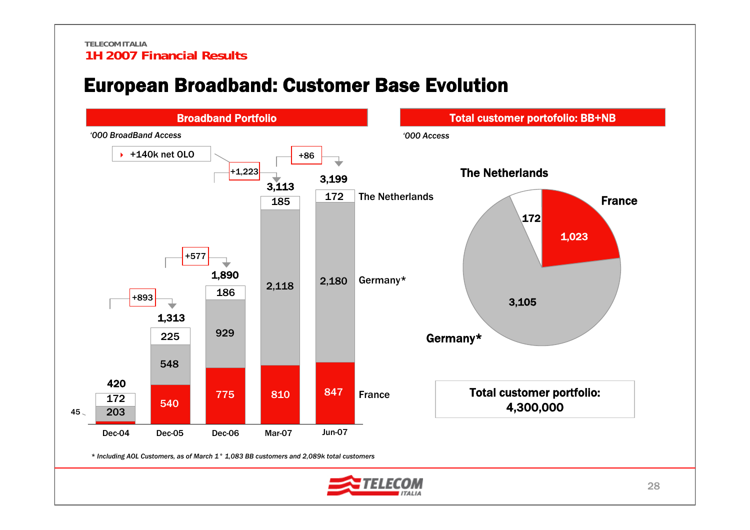# European Broadband: Customer Base Evolution

## Broadband Portfolio

'000 BroadBand Access

| | Dec-04 | Dec-05 | Dec-06 | Mar-07 | Jun-07 |
|---|---|---|---|---|---|
| The Netherlands | 172 | 225 | 186 | 185 | 172 |
| Germany* | 203 | 548 | 929 | 2,118 | 2,180 |
| France | 45 | 540 | 775 | 810 | 847 |
| Total | 420 | 1,313 | 1,890 | 3,113 | 3,199 |

- Dec-04 → Dec-05: +893
- Dec-05 → Dec-06: +577
- Dec-06 → Mar-07: +1,223
- Mar-07 → Jun-07: +86
- +140k net OLO

## Total customer portofolio: BB+NB

'000 Access

| Country | Access |
|---|---|
| The Netherlands | 172 |
| France | 1,023 |
| Germany* | 3,105 |

**Total customer portfolio: 4,300,000**

*\* Including AOL Customers, as of March 1° 1,083 BB customers and 2,089k total customers*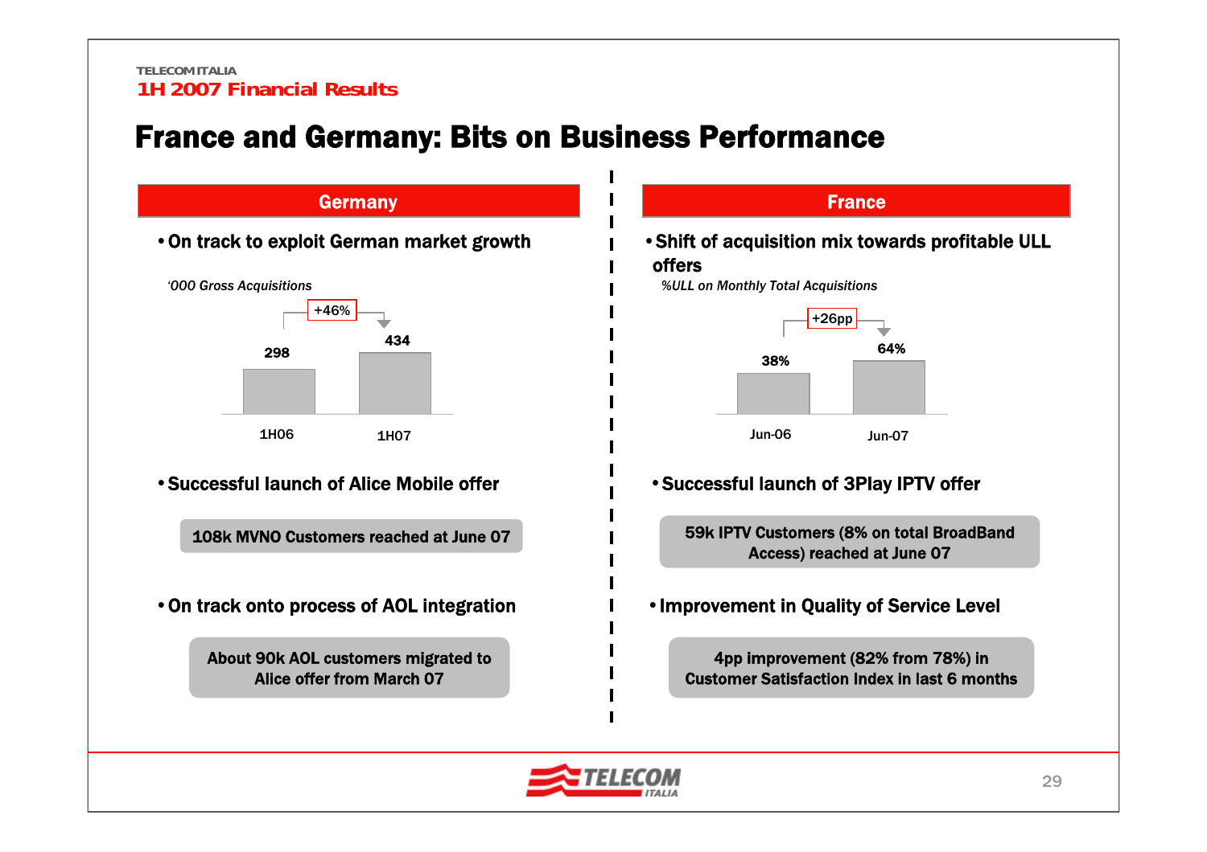# France and Germany: Bits on Business Performance

## Germany

- **On track to exploit German market growth**

*'000 Gross Acquisitions*

| | 1H06 | 1H07 |
|---|---|---|
| Gross Acquisitions ('000) | 298 | 434 |

+46%

- **Successful launch of Alice Mobile offer**

**108k MVNO Customers reached at June 07**

- **On track onto process of AOL integration**

**About 90k AOL customers migrated to Alice offer from March 07**

## France

- **Shift of acquisition mix towards profitable ULL offers**

*%ULL on Monthly Total Acquisitions*

| | Jun-06 | Jun-07 |
|---|---|---|
| %ULL on Monthly Total Acquisitions | 38% | 64% |

+26pp

- **Successful launch of 3Play IPTV offer**

**59k IPTV Customers (8% on total BroadBand Access) reached at June 07**

- **Improvement in Quality of Service Level**

**4pp improvement (82% from 78%) in Customer Satisfaction Index in last 6 months**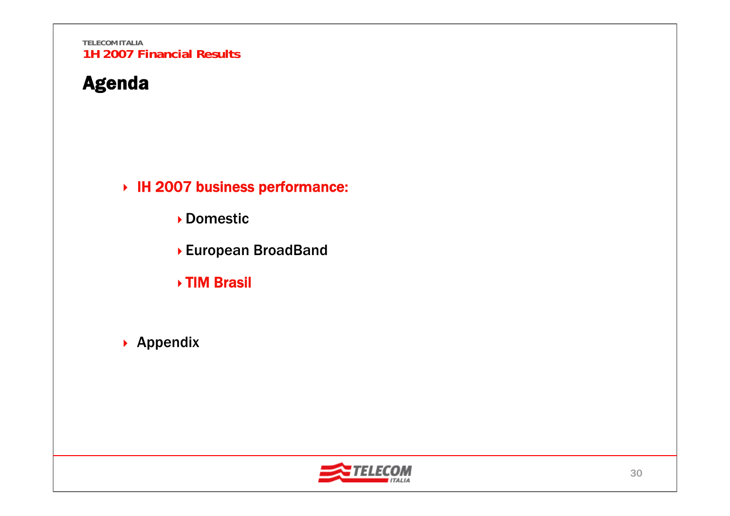# Agenda

- **IH 2007 business performance:**
  - Domestic
  - European BroadBand
  - **TIM Brasil**
- Appendix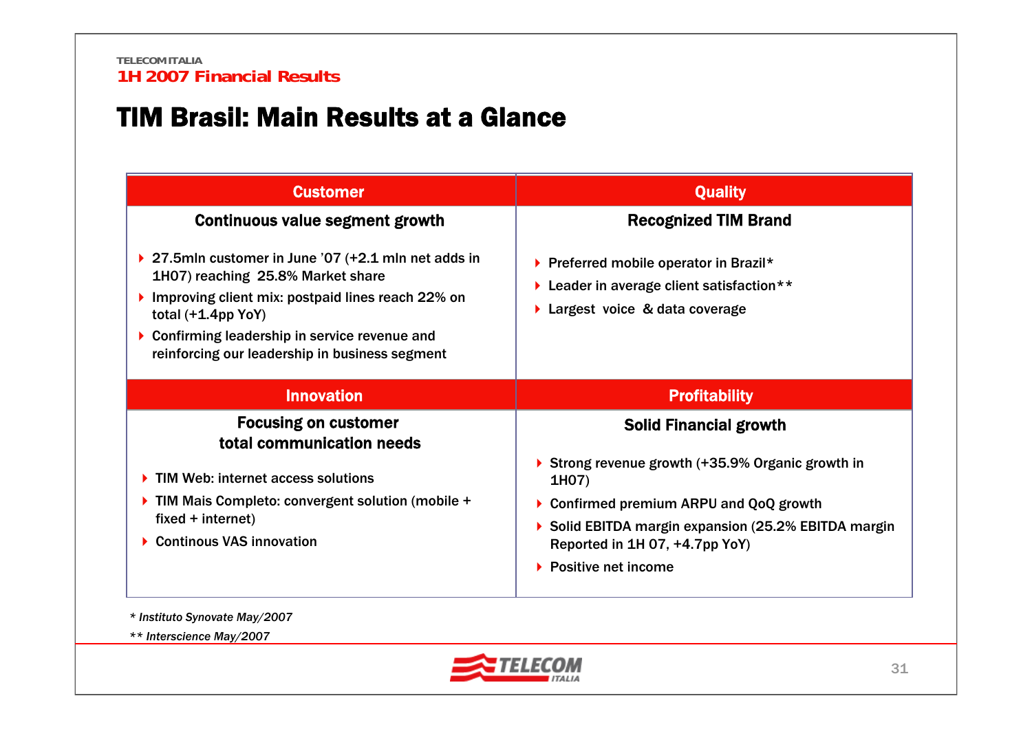# TIM Brasil: Main Results at a Glance

## Customer

### Continuous value segment growth

- 27.5mln customer in June '07 (+2.1 mln net adds in 1H07) reaching 25.8% Market share
- Improving client mix: postpaid lines reach 22% on total (+1.4pp YoY)
- Confirming leadership in service revenue and reinforcing our leadership in business segment

## Quality

### Recognized TIM Brand

- Preferred mobile operator in Brazil*
- Leader in average client satisfaction**
- Largest voice & data coverage

## Innovation

### Focusing on customer total communication needs

- TIM Web: internet access solutions
- TIM Mais Completo: convergent solution (mobile + fixed + internet)
- Continous VAS innovation

## Profitability

### Solid Financial growth

- Strong revenue growth (+35.9% Organic growth in 1H07)
- Confirmed premium ARPU and QoQ growth
- Solid EBITDA margin expansion (25.2% EBITDA margin Reported in 1H 07, +4.7pp YoY)
- Positive net income

*\* Instituto Synovate May/2007*

*\*\* Interscience May/2007*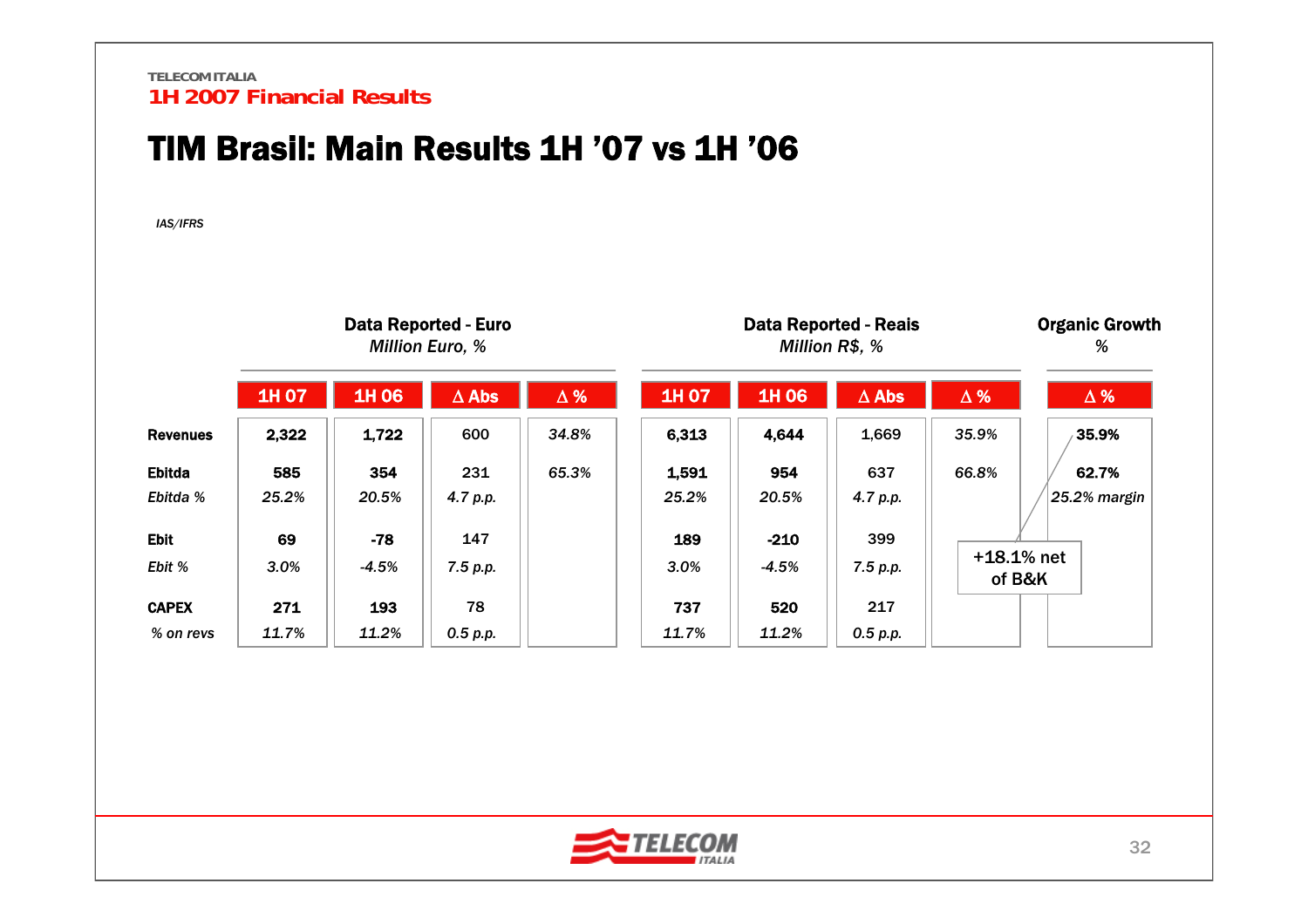TELECOM ITALIA
**1H 2007 Financial Results**

# TIM Brasil: Main Results 1H '07 vs 1H '06

*IAS/IFRS*

| | Data Reported - Euro *Million Euro, %* | | | | Data Reported - Reais *Million R$, %* | | | | Organic Growth *%* |
|---|---|---|---|---|---|---|---|---|---|
| | 1H 07 | 1H 06 | Δ Abs | Δ % | 1H 07 | 1H 06 | Δ Abs | Δ % | Δ % |
| **Revenues** | **2,322** | **1,722** | 600 | *34.8%* | **6,313** | **4,644** | 1,669 | *35.9%* | **35.9%** |
| **Ebitda** | **585** | **354** | 231 | *65.3%* | **1,591** | **954** | 637 | *66.8%* | **62.7%** |
| *Ebitda %* | *25.2%* | *20.5%* | *4.7 p.p.* | | *25.2%* | *20.5%* | *4.7 p.p.* | | *25.2% margin* |
| **Ebit** | **69** | **-78** | 147 | | **189** | **-210** | 399 | | |
| *Ebit %* | *3.0%* | *-4.5%* | *7.5 p.p.* | | *3.0%* | *-4.5%* | *7.5 p.p.* | | |
| **CAPEX** | **271** | **193** | 78 | | **737** | **520** | 217 | | |
| *% on revs* | *11.7%* | *11.2%* | *0.5 p.p.* | | *11.7%* | *11.2%* | *0.5 p.p.* | | |

+18.1% net of B&K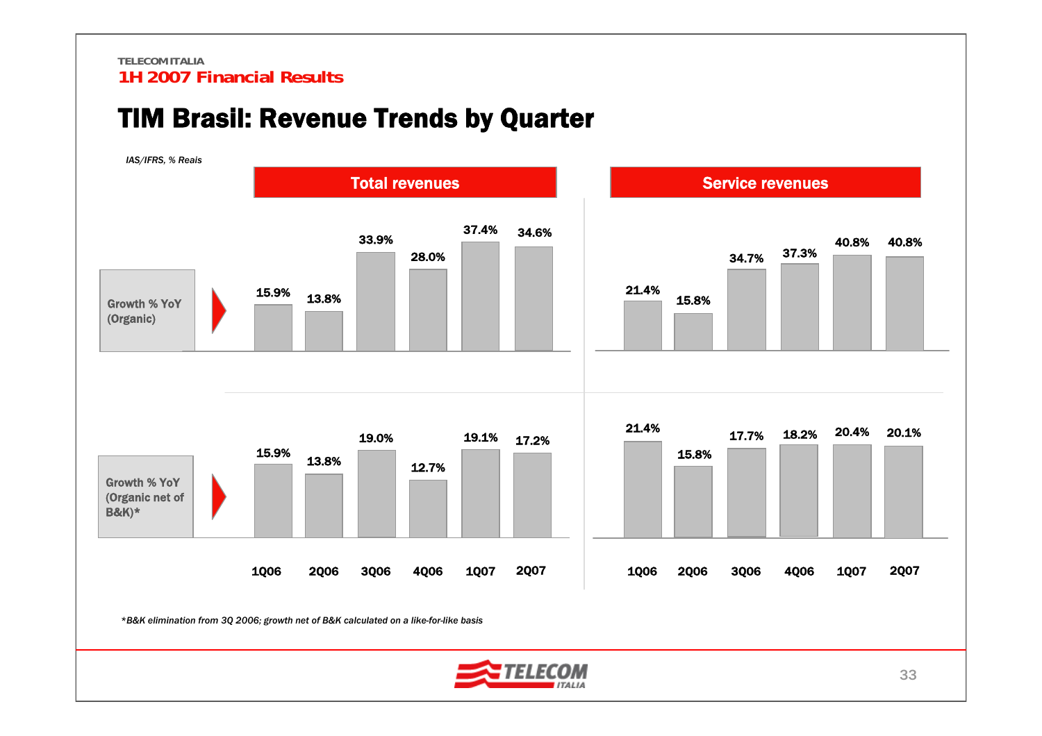TELECOM ITALIA
1H 2007 Financial Results

# TIM Brasil: Revenue Trends by Quarter

*IAS/IFRS, % Reais*

## Total revenues

| | 1Q06 | 2Q06 | 3Q06 | 4Q06 | 1Q07 | 2Q07 |
|---|---|---|---|---|---|---|
| Growth % YoY (Organic) | 15.9% | 13.8% | 33.9% | 28.0% | 37.4% | 34.6% |
| Growth % YoY (Organic net of B&K)* | 15.9% | 13.8% | 19.0% | 12.7% | 19.1% | 17.2% |

## Service revenues

| | 1Q06 | 2Q06 | 3Q06 | 4Q06 | 1Q07 | 2Q07 |
|---|---|---|---|---|---|---|
| Growth % YoY (Organic) | 21.4% | 15.8% | 34.7% | 37.3% | 40.8% | 40.8% |
| Growth % YoY (Organic net of B&K)* | 21.4% | 15.8% | 17.7% | 18.2% | 20.4% | 20.1% |

*\*B&K elimination from 3Q 2006; growth net of B&K calculated on a like-for-like basis*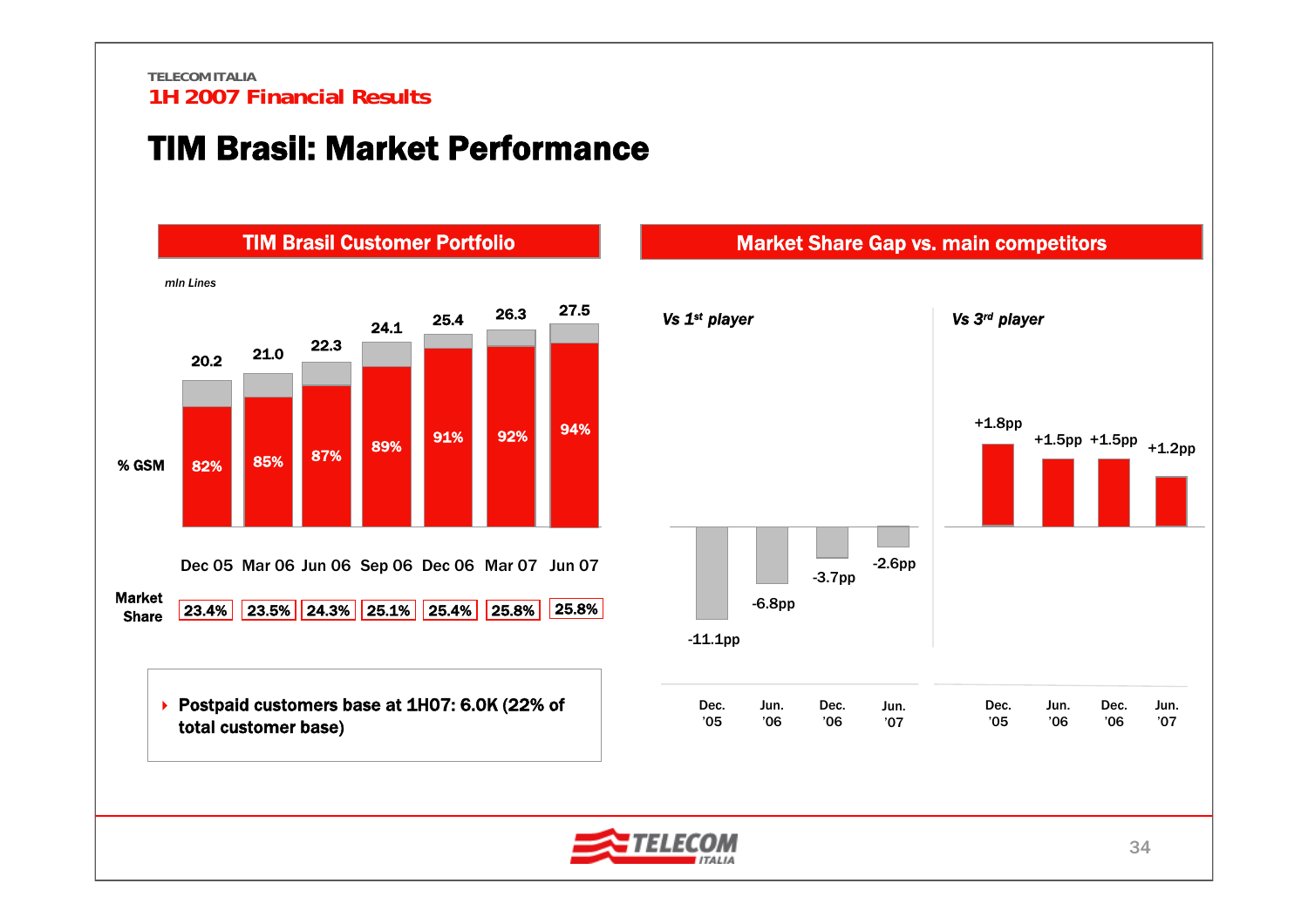TELECOM ITALIA

1H 2007 Financial Results

# TIM Brasil: Market Performance

## TIM Brasil Customer Portfolio

*mln Lines*

| | Dec 05 | Mar 06 | Jun 06 | Sep 06 | Dec 06 | Mar 07 | Jun 07 |
|---|---|---|---|---|---|---|---|
| Total lines | 20.2 | 21.0 | 22.3 | 24.1 | 25.4 | 26.3 | 27.5 |
| % GSM | 82% | 85% | 87% | 89% | 91% | 92% | 94% |
| Market Share | 23.4% | 23.5% | 24.3% | 25.1% | 25.4% | 25.8% | 25.8% |

- Postpaid customers base at 1H07: 6.0K (22% of total customer base)

## Market Share Gap vs. main competitors

| | Dec. '05 | Jun. '06 | Dec. '06 | Jun. '07 |
|---|---|---|---|---|
| *Vs 1st player* | -11.1pp | -6.8pp | -3.7pp | -2.6pp |
| *Vs 3rd player* | +1.8pp | +1.5pp | +1.5pp | +1.2pp |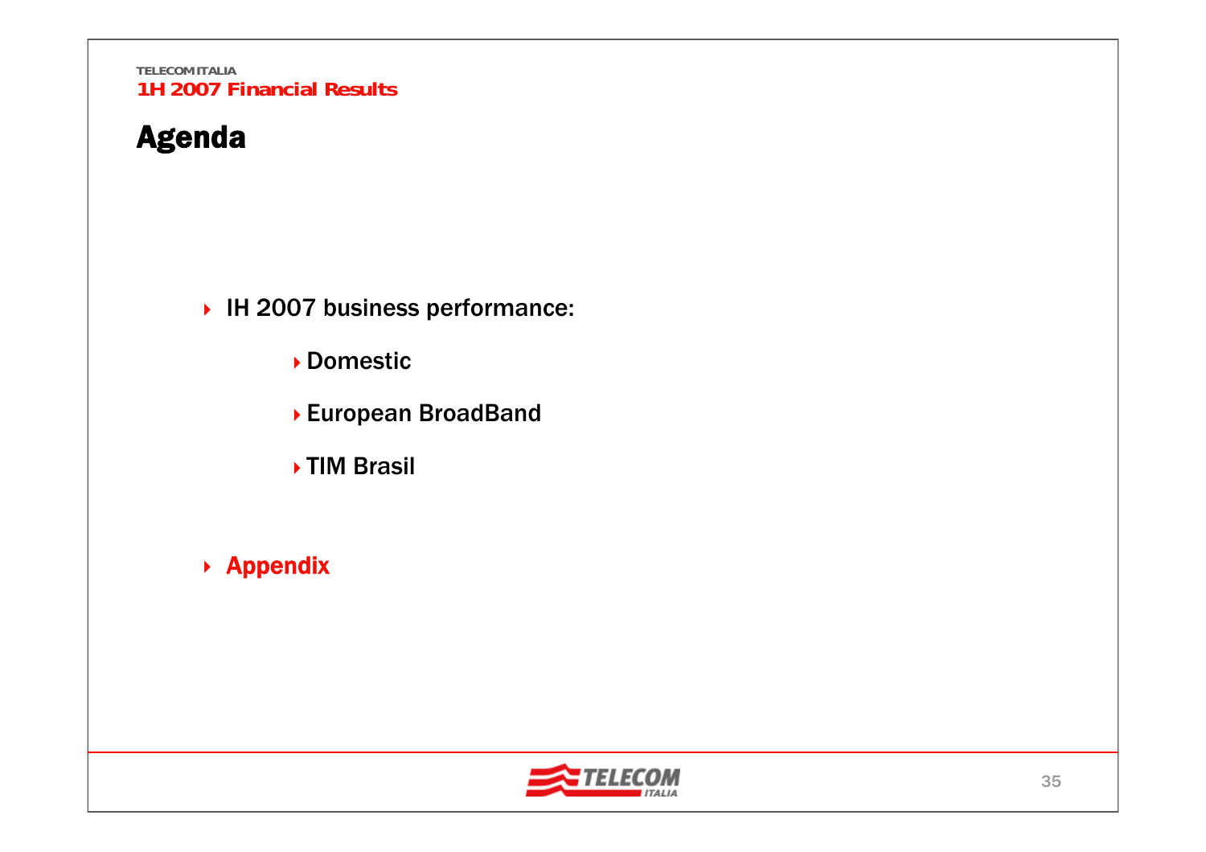# Agenda

- IH 2007 business performance:
  - Domestic
  - European BroadBand
  - TIM Brasil
- **Appendix**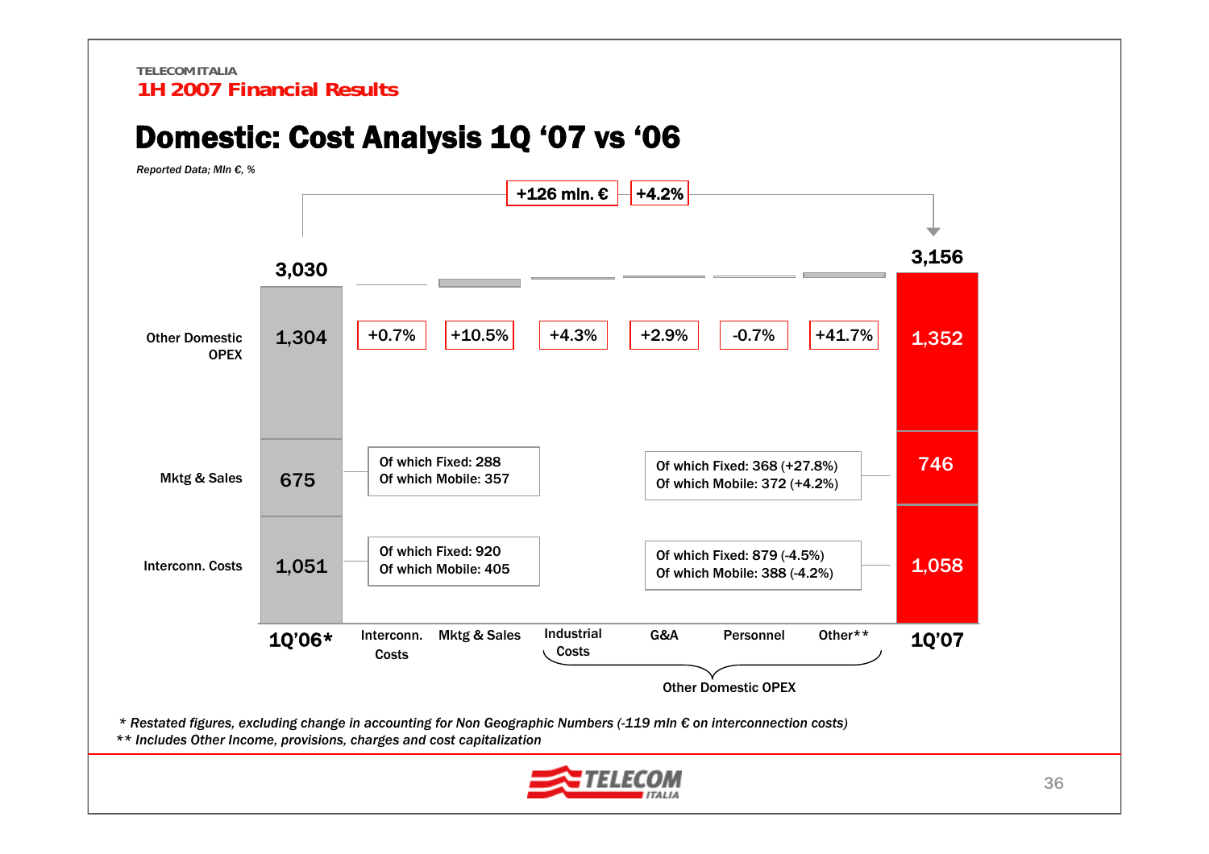TELECOM ITALIA
**1H 2007 Financial Results**

# Domestic: Cost Analysis 1Q '07 vs '06

*Reported Data; Mln €, %*

**+126 mln. €** | **+4.2%**

| | 1Q'06* | Interconn. Costs | Mktg & Sales | Industrial Costs | G&A | Personnel | Other** | 1Q'07 |
|---|---|---|---|---|---|---|---|---|
| Total | 3,030 | | | | | | | 3,156 |
| Other Domestic OPEX | 1,304 | +0.7% | +10.5% | +4.3% | +2.9% | -0.7% | +41.7% | 1,352 |
| Mktg & Sales | 675 | | | | | | | 746 |
| Interconn. Costs | 1,051 | | | | | | | 1,058 |

Industrial Costs, G&A, Personnel, Other** = Other Domestic OPEX

Mktg & Sales 1Q'06: Of which Fixed: 288; Of which Mobile: 357

Mktg & Sales 1Q'07: Of which Fixed: 368 (+27.8%); Of which Mobile: 372 (+4.2%)

Interconn. Costs 1Q'06: Of which Fixed: 920; Of which Mobile: 405

Interconn. Costs 1Q'07: Of which Fixed: 879 (-4.5%); Of which Mobile: 388 (-4.2%)

*\* Restated figures, excluding change in accounting for Non Geographic Numbers (-119 mln € on interconnection costs)*

*\*\* Includes Other Income, provisions, charges and cost capitalization*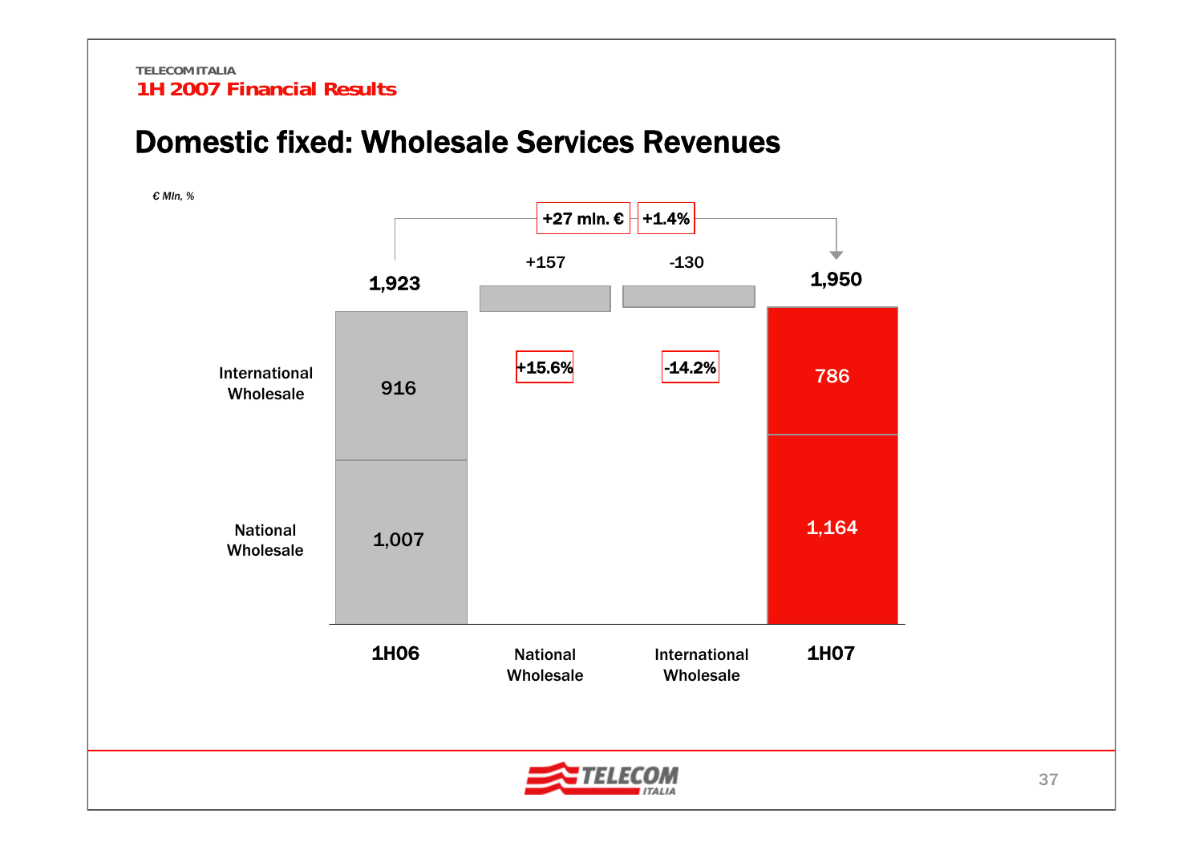# Domestic fixed: Wholesale Services Revenues

*€ Mln, %*

| | 1H06 | National Wholesale | International Wholesale | 1H07 |
|---|---|---|---|---|
| International Wholesale | 916 | | -130 (-14.2%) | 786 |
| National Wholesale | 1,007 | +157 (+15.6%) | | 1,164 |
| Total | 1,923 | | | 1,950 |

Change 1H06 → 1H07: +27 mln. € / +1.4%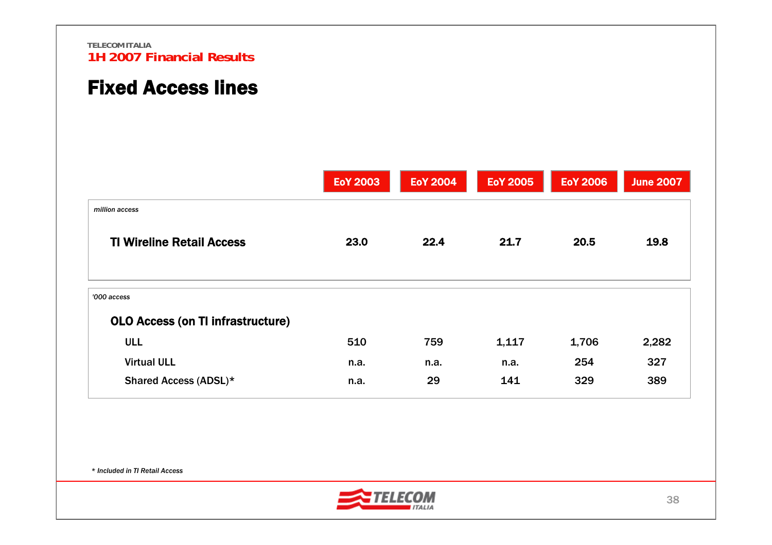TELECOM ITALIA
1H 2007 Financial Results

# Fixed Access lines

| *million access* | EoY 2003 | EoY 2004 | EoY 2005 | EoY 2006 | June 2007 |
|---|---|---|---|---|---|
| **TI Wireline Retail Access** | **23.0** | **22.4** | **21.7** | **20.5** | **19.8** |

| *'000 access* | EoY 2003 | EoY 2004 | EoY 2005 | EoY 2006 | June 2007 |
|---|---|---|---|---|---|
| **OLO Access (on TI infrastructure)** | | | | | |
| ULL | 510 | 759 | 1,117 | 1,706 | 2,282 |
| Virtual ULL | n.a. | n.a. | n.a. | 254 | 327 |
| Shared Access (ADSL)* | n.a. | 29 | 141 | 329 | 389 |

*\* Included in TI Retail Access*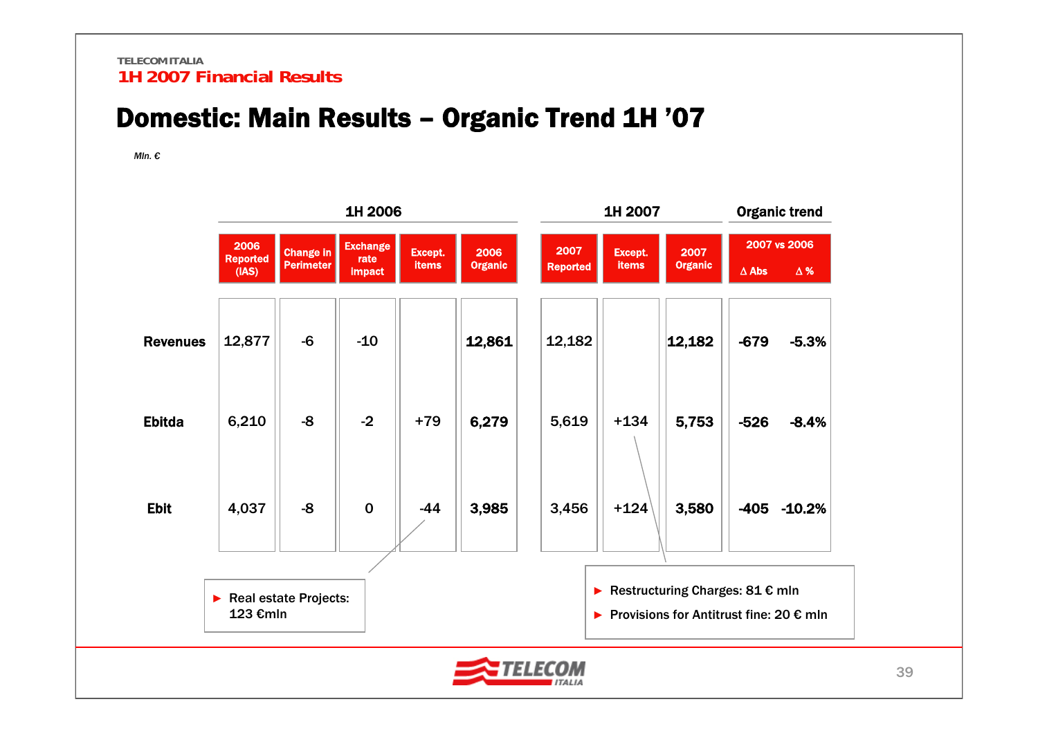# Domestic: Main Results – Organic Trend 1H '07

*Mln. €*

| | 1H 2006 | | | | | 1H 2007 | | | Organic trend | |
|---|---|---|---|---|---|---|---|---|---|---|
| | 2006 Reported (IAS) | Change in Perimeter | Exchange rate impact | Except. items | 2006 Organic | 2007 Reported | Except. items | 2007 Organic | 2007 vs 2006 Δ Abs | Δ % |
| **Revenues** | 12,877 | -6 | -10 | | **12,861** | 12,182 | | **12,182** | **-679** | **-5.3%** |
| **Ebitda** | 6,210 | -8 | -2 | +79 | **6,279** | 5,619 | +134 | **5,753** | **-526** | **-8.4%** |
| **Ebit** | 4,037 | -8 | 0 | -44 | **3,985** | 3,456 | +124 | **3,580** | **-405** | **-10.2%** |

- Real estate Projects: 123 €mln

- Restructuring Charges: 81 € mln
- Provisions for Antitrust fine: 20 € mln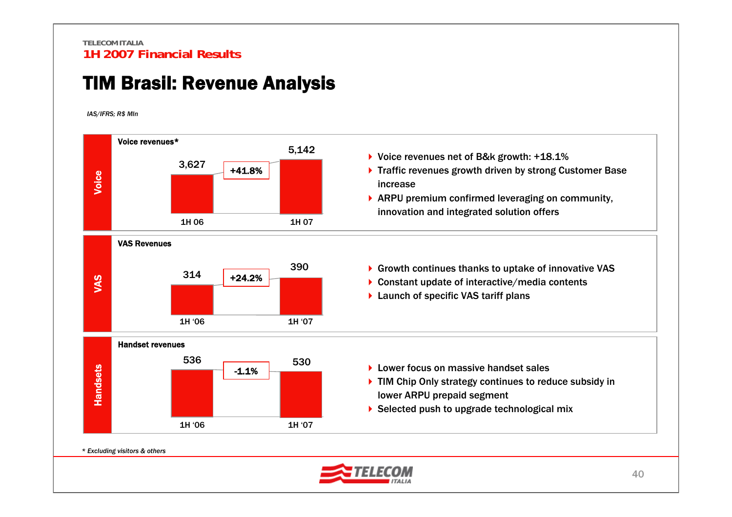TELECOM ITALIA
**1H 2007 Financial Results**

# TIM Brasil: Revenue Analysis

*IAS/IFRS; R$ Mln*

## Voice

**Voice revenues***

| 1H 06 | | 1H 07 |
|---|---|---|
| 3,627 | +41.8% | 5,142 |

- Voice revenues net of B&k growth: +18.1%
- Traffic revenues growth driven by strong Customer Base increase
- ARPU premium confirmed leveraging on community, innovation and integrated solution offers

## VAS

**VAS Revenues**

| 1H '06 | | 1H '07 |
|---|---|---|
| 314 | +24.2% | 390 |

- Growth continues thanks to uptake of innovative VAS
- Constant update of interactive/media contents
- Launch of specific VAS tariff plans

## Handsets

**Handset revenues**

| 1H '06 | | 1H '07 |
|---|---|---|
| 536 | -1.1% | 530 |

- Lower focus on massive handset sales
- TIM Chip Only strategy continues to reduce subsidy in lower ARPU prepaid segment
- Selected push to upgrade technological mix

*\* Excluding visitors & others*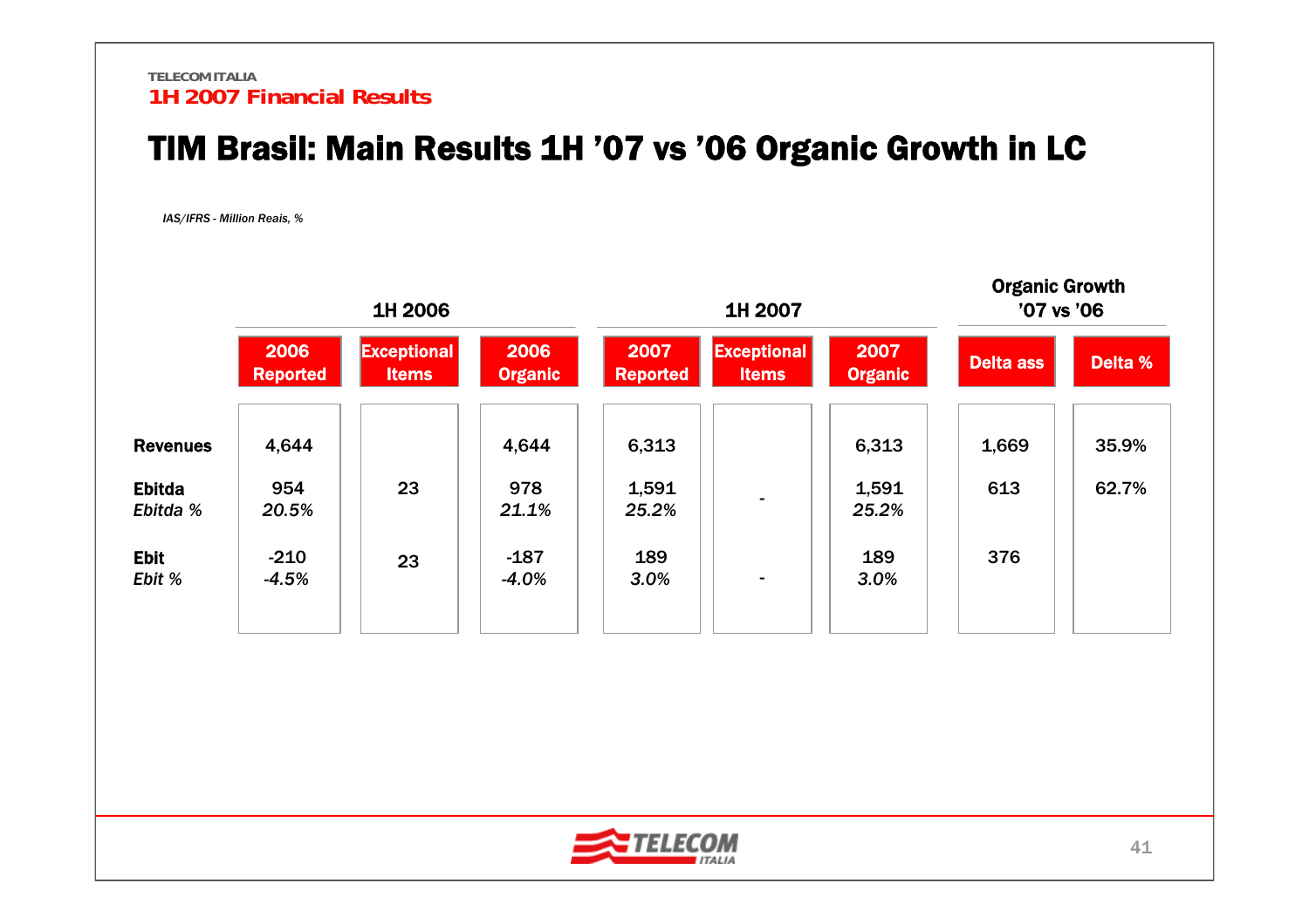# TIM Brasil: Main Results 1H '07 vs '06 Organic Growth in LC

*IAS/IFRS - Million Reais, %*

| | 1H 2006 | | | 1H 2007 | | | Organic Growth '07 vs '06 | |
|---|---|---|---|---|---|---|---|---|
| | 2006 Reported | Exceptional Items | 2006 Organic | 2007 Reported | Exceptional Items | 2007 Organic | Delta ass | Delta % |
| **Revenues** | 4,644 | | 4,644 | 6,313 | | 6,313 | 1,669 | 35.9% |
| **Ebitda** | 954 | 23 | 978 | 1,591 | - | 1,591 | 613 | 62.7% |
| *Ebitda %* | *20.5%* | | *21.1%* | *25.2%* | | *25.2%* | | |
| **Ebit** | -210 | 23 | -187 | 189 | - | 189 | 376 | |
| *Ebit %* | *-4.5%* | | *-4.0%* | *3.0%* | | *3.0%* | | |